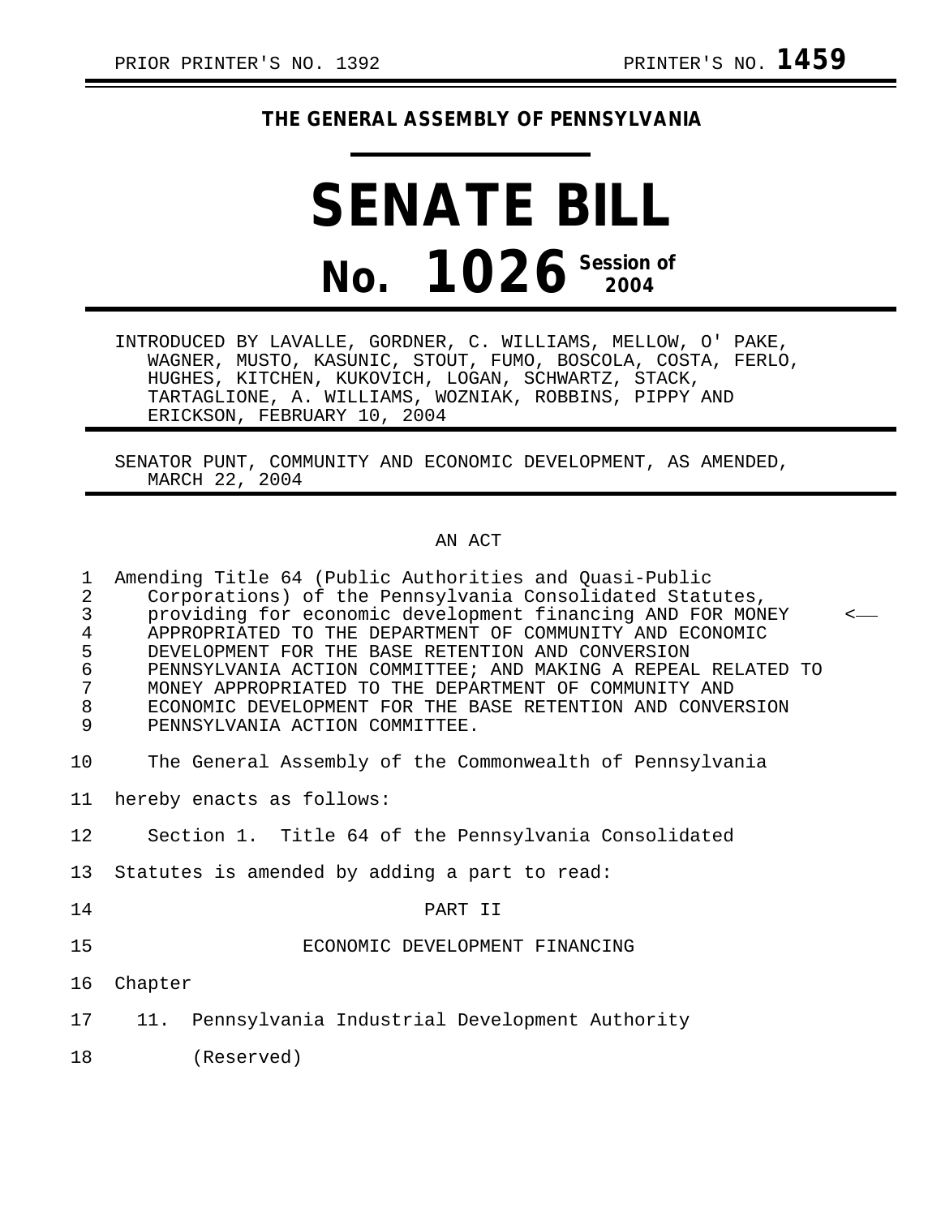PRIOR PRINTER'S NO. 1392 PRINTER'S NO. **1459**

**THE GENERAL ASSEMBLY OF PENNSYLVANIA**

# SENATE BILL

# No. 1026 Session of 2004

INTRODUCED BY LAVALLE, GORDNER, C. WILLIAMS, MELLOW, O' PAKE, WAGNER, MUSTO, KASUNIC, STOUT, FUMO, BOSCOLA, COSTA, FERLO, HUGHES, KITCHEN, KUKOVICH, LOGAN, SCHWARTZ, STACK, TARTAGLIONE, A. WILLIAMS, WOZNIAK, ROBBINS, PIPPY AND ERICKSON, FEBRUARY 10, 2004

SENATOR PUNT, COMMUNITY AND ECONOMIC DEVELOPMENT, AS AMENDED, MARCH 22, 2004

AN ACT

1 Amending Title 64 (Public Authorities and Quasi-Public
2 Corporations) of the Pennsylvania Consolidated Statutes,
3 providing for economic development financing AND FOR MONEY <——
4 APPROPRIATED TO THE DEPARTMENT OF COMMUNITY AND ECONOMIC
5 DEVELOPMENT FOR THE BASE RETENTION AND CONVERSION
6 PENNSYLVANIA ACTION COMMITTEE; AND MAKING A REPEAL RELATED TO
7 MONEY APPROPRIATED TO THE DEPARTMENT OF COMMUNITY AND
8 ECONOMIC DEVELOPMENT FOR THE BASE RETENTION AND CONVERSION
9 PENNSYLVANIA ACTION COMMITTEE.

10 The General Assembly of the Commonwealth of Pennsylvania
11 hereby enacts as follows:

12 Section 1. Title 64 of the Pennsylvania Consolidated
13 Statutes is amended by adding a part to read:

14 PART II

15 ECONOMIC DEVELOPMENT FINANCING

16 Chapter

17 11. Pennsylvania Industrial Development Authority

18 (Reserved)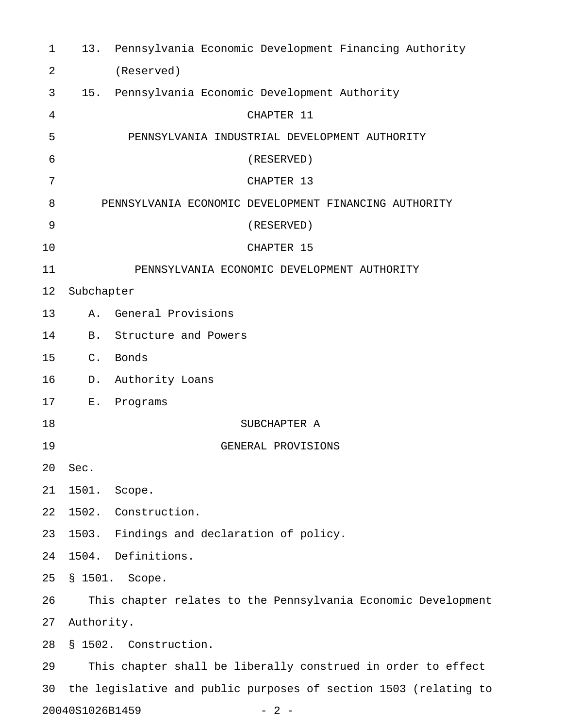13. Pennsylvania Economic Development Financing Authority (Reserved)

15. Pennsylvania Economic Development Authority

# CHAPTER 11

# PENNSYLVANIA INDUSTRIAL DEVELOPMENT AUTHORITY

(RESERVED)

# CHAPTER 13

# PENNSYLVANIA ECONOMIC DEVELOPMENT FINANCING AUTHORITY

(RESERVED)

# CHAPTER 15

# PENNSYLVANIA ECONOMIC DEVELOPMENT AUTHORITY

Subchapter

A. General Provisions

B. Structure and Powers

C. Bonds

D. Authority Loans

E. Programs

## SUBCHAPTER A

## GENERAL PROVISIONS

Sec.

1501. Scope.

1502. Construction.

1503. Findings and declaration of policy.

1504. Definitions.

### § 1501. Scope.

This chapter relates to the Pennsylvania Economic Development Authority.

### § 1502. Construction.

This chapter shall be liberally construed in order to effect the legislative and public purposes of section 1503 (relating to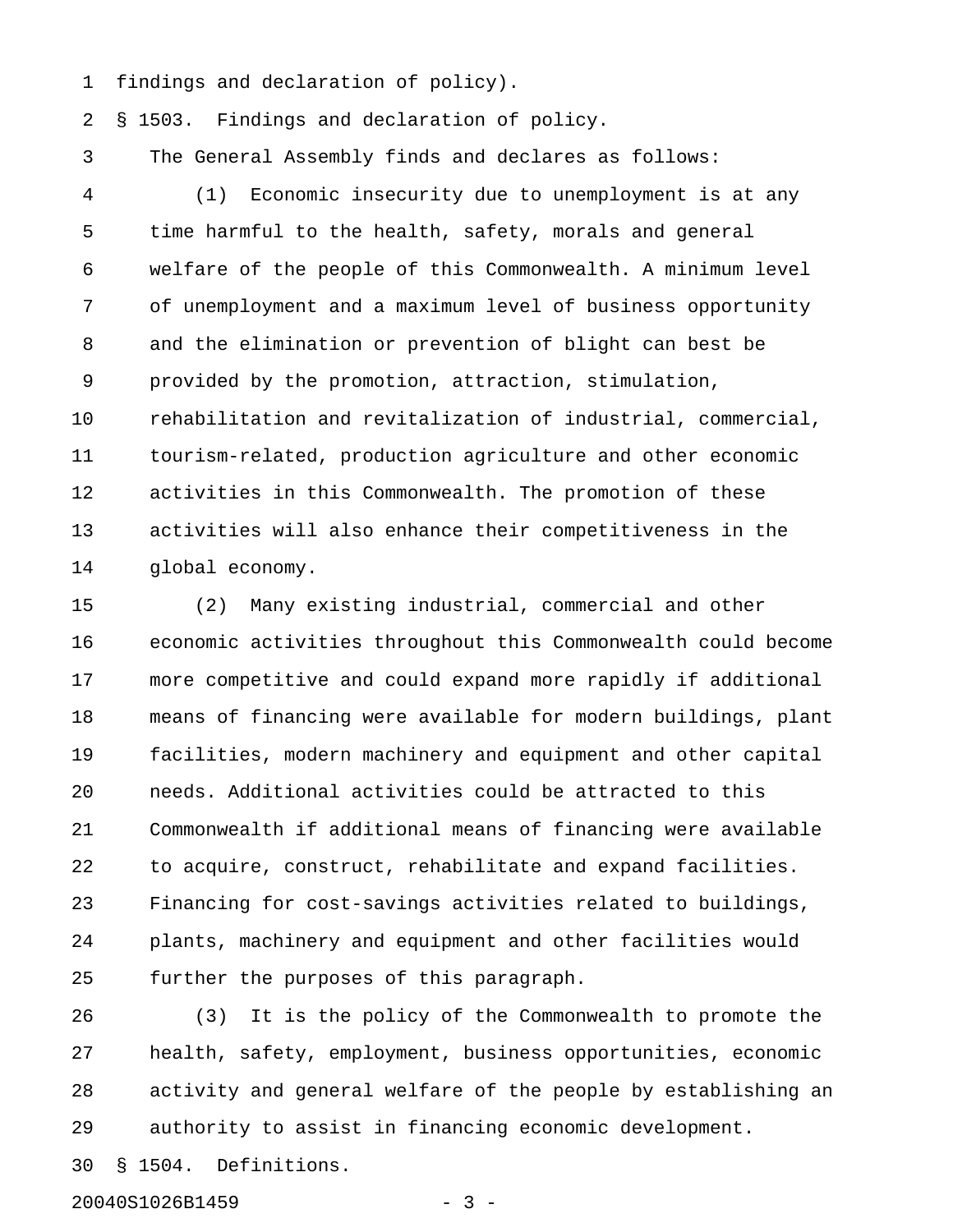findings and declaration of policy).

§ 1503. Findings and declaration of policy.

The General Assembly finds and declares as follows:

(1) Economic insecurity due to unemployment is at any time harmful to the health, safety, morals and general welfare of the people of this Commonwealth. A minimum level of unemployment and a maximum level of business opportunity and the elimination or prevention of blight can best be provided by the promotion, attraction, stimulation, rehabilitation and revitalization of industrial, commercial, tourism-related, production agriculture and other economic activities in this Commonwealth. The promotion of these activities will also enhance their competitiveness in the global economy.

(2) Many existing industrial, commercial and other economic activities throughout this Commonwealth could become more competitive and could expand more rapidly if additional means of financing were available for modern buildings, plant facilities, modern machinery and equipment and other capital needs. Additional activities could be attracted to this Commonwealth if additional means of financing were available to acquire, construct, rehabilitate and expand facilities. Financing for cost-savings activities related to buildings, plants, machinery and equipment and other facilities would further the purposes of this paragraph.

(3) It is the policy of the Commonwealth to promote the health, safety, employment, business opportunities, economic activity and general welfare of the people by establishing an authority to assist in financing economic development.

§ 1504. Definitions.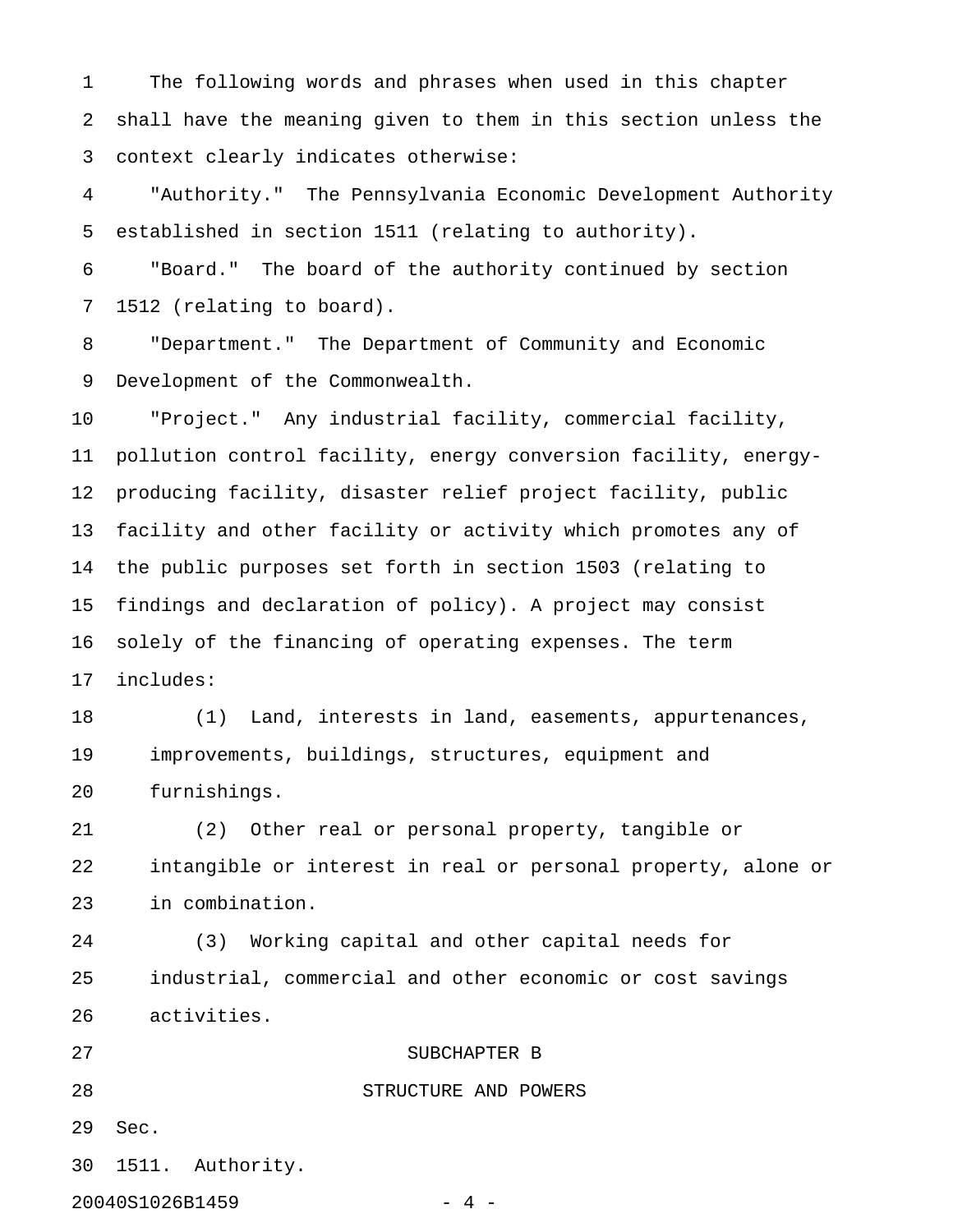The following words and phrases when used in this chapter shall have the meaning given to them in this section unless the context clearly indicates otherwise:

"Authority." The Pennsylvania Economic Development Authority established in section 1511 (relating to authority).

"Board." The board of the authority continued by section 1512 (relating to board).

"Department." The Department of Community and Economic Development of the Commonwealth.

"Project." Any industrial facility, commercial facility, pollution control facility, energy conversion facility, energy-producing facility, disaster relief project facility, public facility and other facility or activity which promotes any of the public purposes set forth in section 1503 (relating to findings and declaration of policy). A project may consist solely of the financing of operating expenses. The term includes:

(1) Land, interests in land, easements, appurtenances, improvements, buildings, structures, equipment and furnishings.

(2) Other real or personal property, tangible or intangible or interest in real or personal property, alone or in combination.

(3) Working capital and other capital needs for industrial, commercial and other economic or cost savings activities.

## SUBCHAPTER B

## STRUCTURE AND POWERS

Sec.

1511. Authority.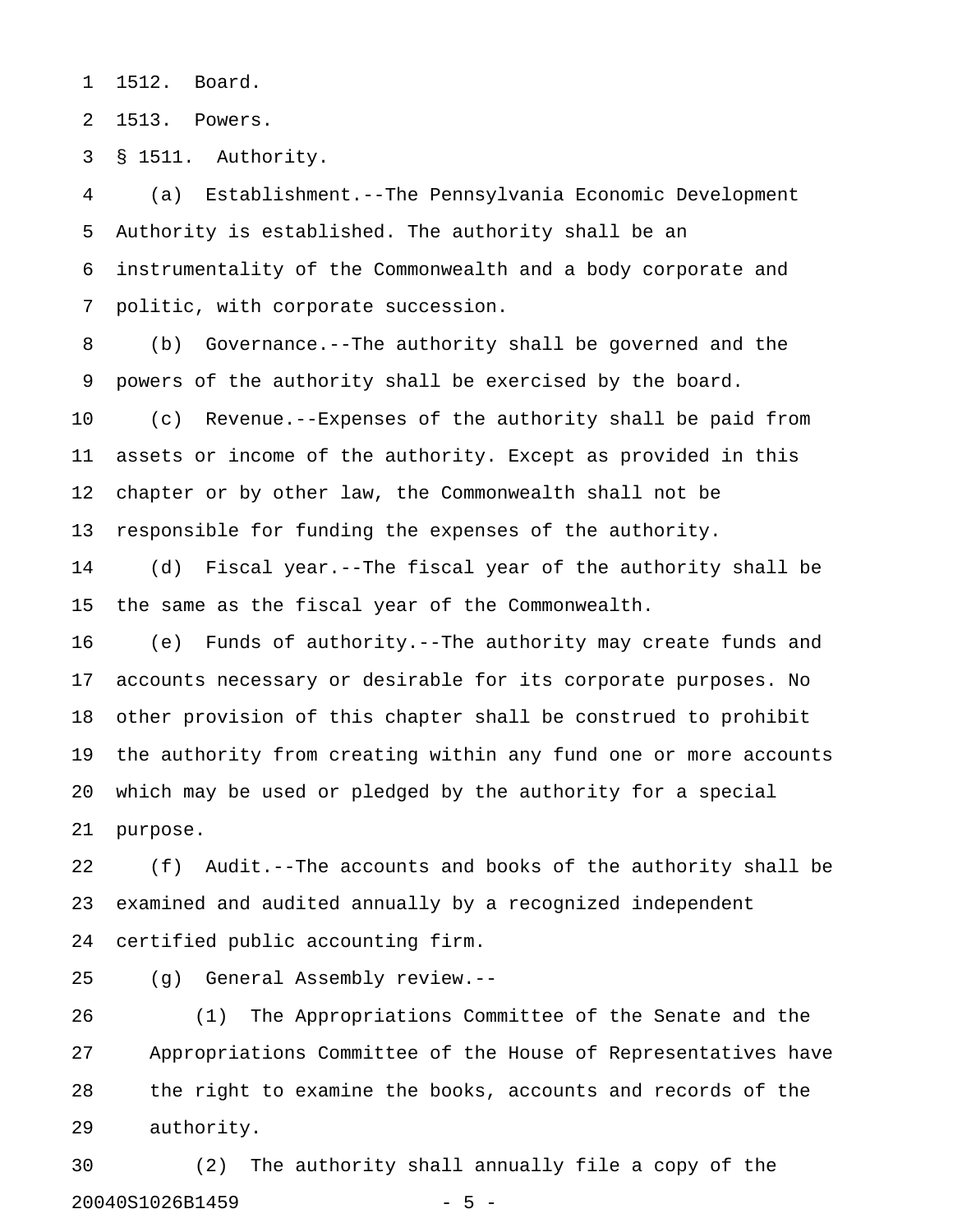1512. Board.

1513. Powers.

§ 1511. Authority.

(a) Establishment.--The Pennsylvania Economic Development Authority is established. The authority shall be an instrumentality of the Commonwealth and a body corporate and politic, with corporate succession.

(b) Governance.--The authority shall be governed and the powers of the authority shall be exercised by the board.

(c) Revenue.--Expenses of the authority shall be paid from assets or income of the authority. Except as provided in this chapter or by other law, the Commonwealth shall not be responsible for funding the expenses of the authority.

(d) Fiscal year.--The fiscal year of the authority shall be the same as the fiscal year of the Commonwealth.

(e) Funds of authority.--The authority may create funds and accounts necessary or desirable for its corporate purposes. No other provision of this chapter shall be construed to prohibit the authority from creating within any fund one or more accounts which may be used or pledged by the authority for a special purpose.

(f) Audit.--The accounts and books of the authority shall be examined and audited annually by a recognized independent certified public accounting firm.

(g) General Assembly review.--

(1) The Appropriations Committee of the Senate and the Appropriations Committee of the House of Representatives have the right to examine the books, accounts and records of the authority.

(2) The authority shall annually file a copy of the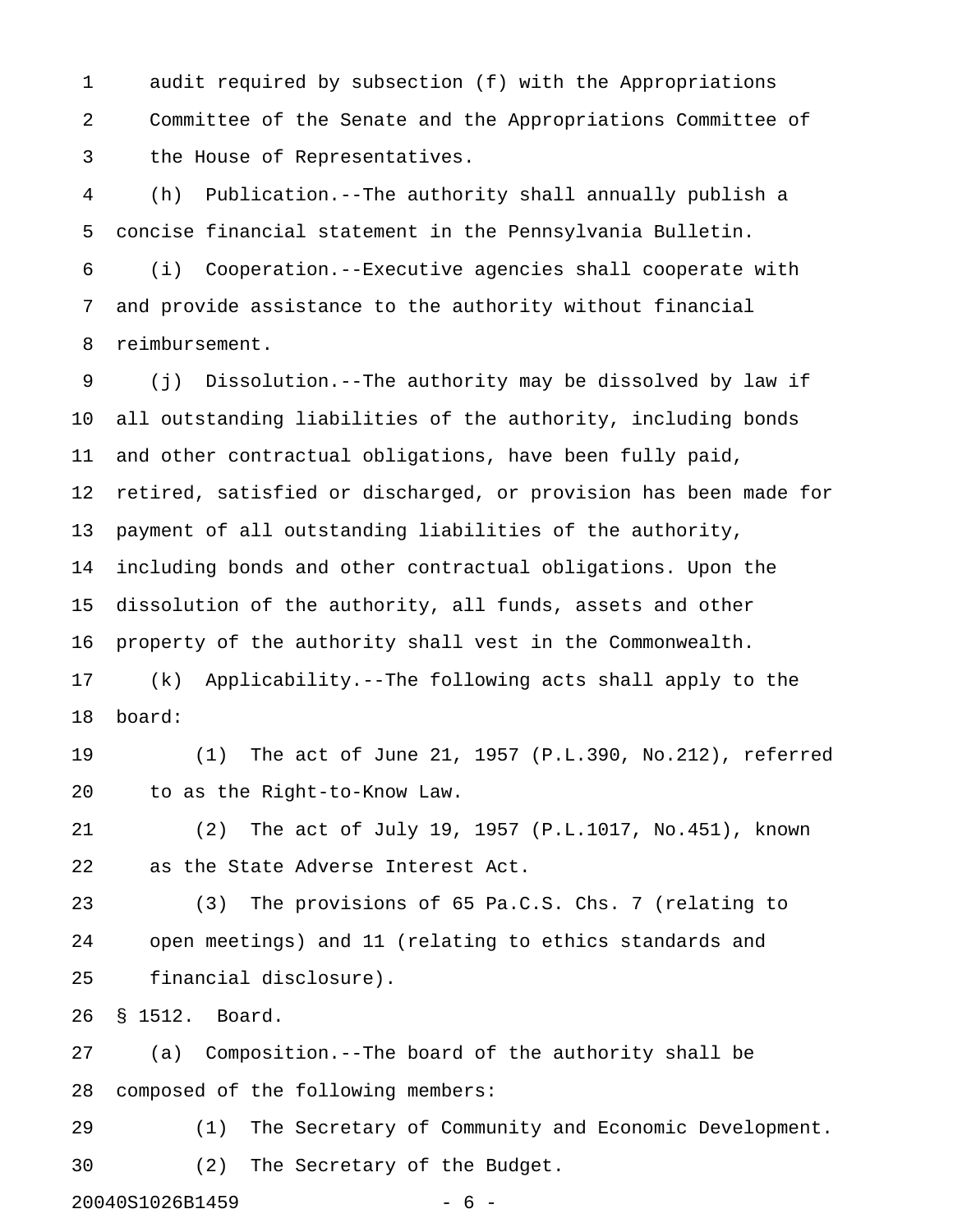audit required by subsection (f) with the Appropriations Committee of the Senate and the Appropriations Committee of the House of Representatives.

(h) Publication.--The authority shall annually publish a concise financial statement in the Pennsylvania Bulletin.

(i) Cooperation.--Executive agencies shall cooperate with and provide assistance to the authority without financial reimbursement.

(j) Dissolution.--The authority may be dissolved by law if all outstanding liabilities of the authority, including bonds and other contractual obligations, have been fully paid, retired, satisfied or discharged, or provision has been made for payment of all outstanding liabilities of the authority, including bonds and other contractual obligations. Upon the dissolution of the authority, all funds, assets and other property of the authority shall vest in the Commonwealth.

(k) Applicability.--The following acts shall apply to the board:

(1) The act of June 21, 1957 (P.L.390, No.212), referred to as the Right-to-Know Law.

(2) The act of July 19, 1957 (P.L.1017, No.451), known as the State Adverse Interest Act.

(3) The provisions of 65 Pa.C.S. Chs. 7 (relating to open meetings) and 11 (relating to ethics standards and financial disclosure).

§ 1512. Board.

(a) Composition.--The board of the authority shall be composed of the following members:

(1) The Secretary of Community and Economic Development.

(2) The Secretary of the Budget.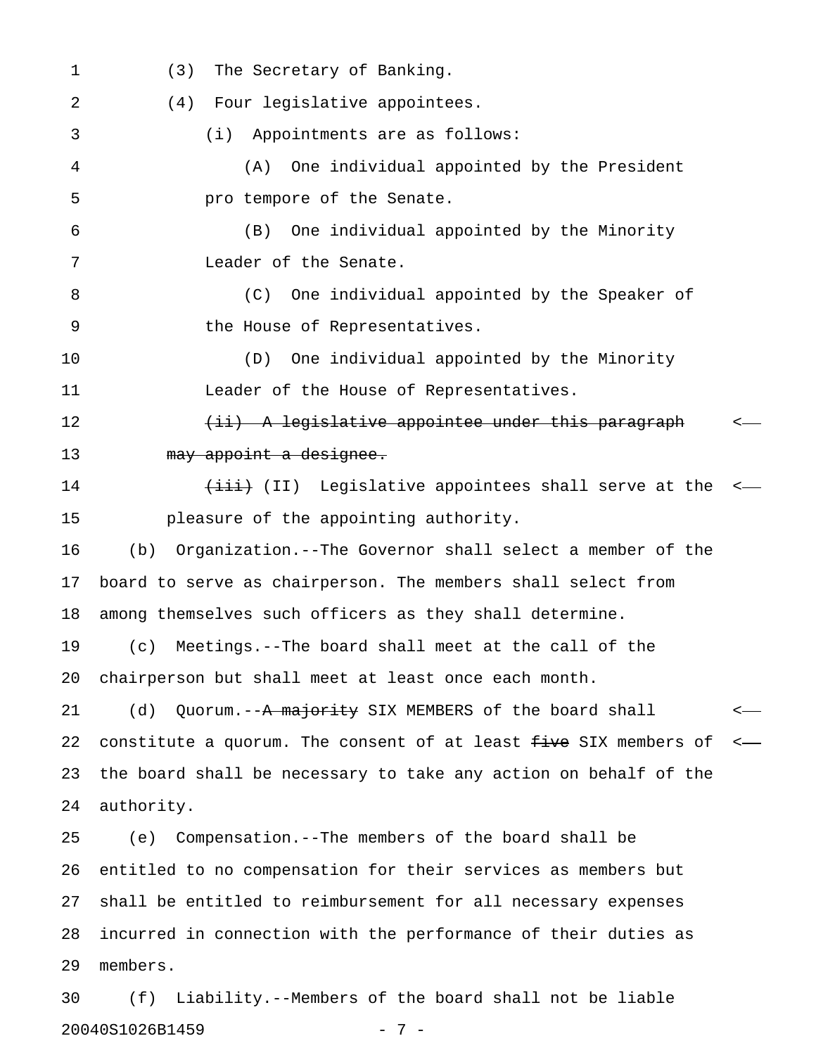(3) The Secretary of Banking.

(4) Four legislative appointees.

(i) Appointments are as follows:

(A) One individual appointed by the President pro tempore of the Senate.

(B) One individual appointed by the Minority Leader of the Senate.

(C) One individual appointed by the Speaker of the House of Representatives.

(D) One individual appointed by the Minority Leader of the House of Representatives.

~~(ii) A legislative appointee under this paragraph may appoint a designee.~~

~~(iii)~~ (II) Legislative appointees shall serve at the pleasure of the appointing authority.

(b) Organization.--The Governor shall select a member of the board to serve as chairperson. The members shall select from among themselves such officers as they shall determine.

(c) Meetings.--The board shall meet at the call of the chairperson but shall meet at least once each month.

(d) Quorum.--~~A majority~~ SIX MEMBERS of the board shall constitute a quorum. The consent of at least ~~five~~ SIX members of the board shall be necessary to take any action on behalf of the authority.

(e) Compensation.--The members of the board shall be entitled to no compensation for their services as members but shall be entitled to reimbursement for all necessary expenses incurred in connection with the performance of their duties as members.

(f) Liability.--Members of the board shall not be liable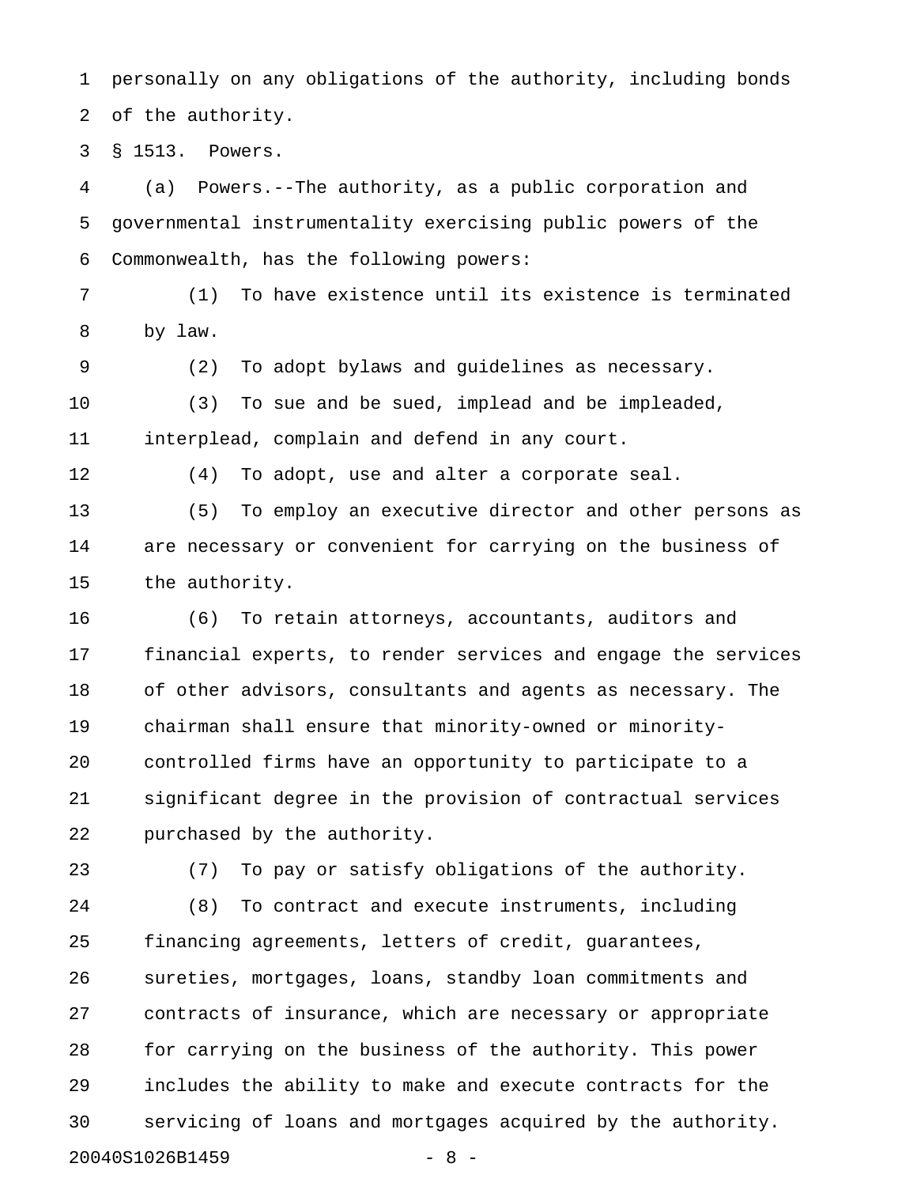personally on any obligations of the authority, including bonds of the authority.

§ 1513. Powers.

(a) Powers.--The authority, as a public corporation and governmental instrumentality exercising public powers of the Commonwealth, has the following powers:

(1) To have existence until its existence is terminated by law.

(2) To adopt bylaws and guidelines as necessary.

(3) To sue and be sued, implead and be impleaded, interplead, complain and defend in any court.

(4) To adopt, use and alter a corporate seal.

(5) To employ an executive director and other persons as are necessary or convenient for carrying on the business of the authority.

(6) To retain attorneys, accountants, auditors and financial experts, to render services and engage the services of other advisors, consultants and agents as necessary. The chairman shall ensure that minority-owned or minority-controlled firms have an opportunity to participate to a significant degree in the provision of contractual services purchased by the authority.

(7) To pay or satisfy obligations of the authority.

(8) To contract and execute instruments, including financing agreements, letters of credit, guarantees, sureties, mortgages, loans, standby loan commitments and contracts of insurance, which are necessary or appropriate for carrying on the business of the authority. This power includes the ability to make and execute contracts for the servicing of loans and mortgages acquired by the authority.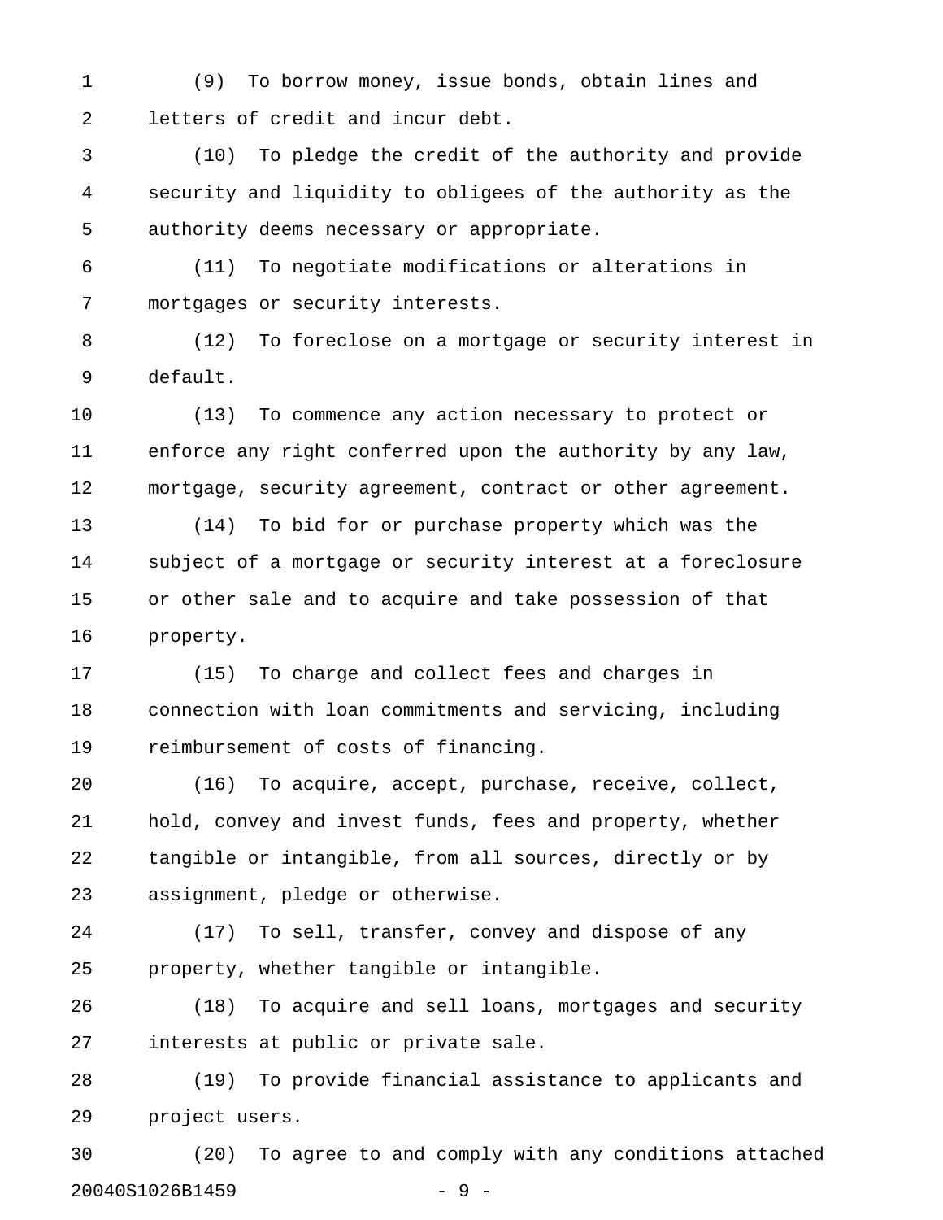(9) To borrow money, issue bonds, obtain lines and letters of credit and incur debt.

(10) To pledge the credit of the authority and provide security and liquidity to obligees of the authority as the authority deems necessary or appropriate.

(11) To negotiate modifications or alterations in mortgages or security interests.

(12) To foreclose on a mortgage or security interest in default.

(13) To commence any action necessary to protect or enforce any right conferred upon the authority by any law, mortgage, security agreement, contract or other agreement.

(14) To bid for or purchase property which was the subject of a mortgage or security interest at a foreclosure or other sale and to acquire and take possession of that property.

(15) To charge and collect fees and charges in connection with loan commitments and servicing, including reimbursement of costs of financing.

(16) To acquire, accept, purchase, receive, collect, hold, convey and invest funds, fees and property, whether tangible or intangible, from all sources, directly or by assignment, pledge or otherwise.

(17) To sell, transfer, convey and dispose of any property, whether tangible or intangible.

(18) To acquire and sell loans, mortgages and security interests at public or private sale.

(19) To provide financial assistance to applicants and project users.

(20) To agree to and comply with any conditions attached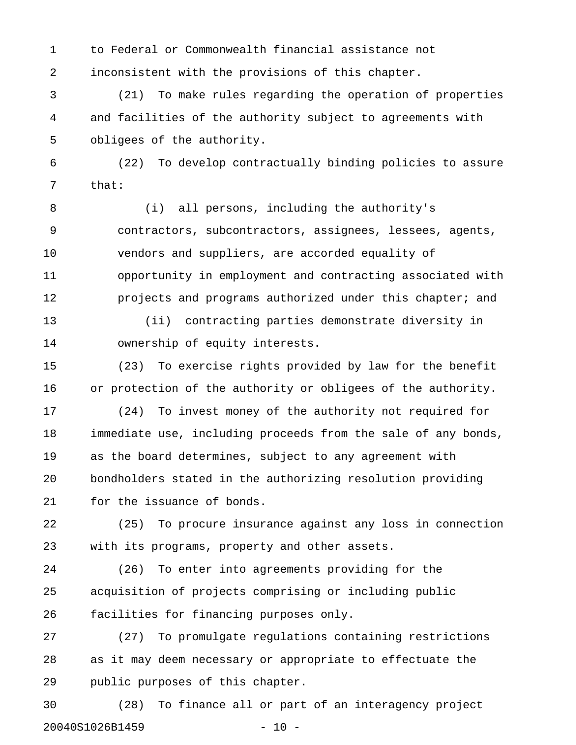to Federal or Commonwealth financial assistance not inconsistent with the provisions of this chapter.

(21) To make rules regarding the operation of properties and facilities of the authority subject to agreements with obligees of the authority.

(22) To develop contractually binding policies to assure that:

(i) all persons, including the authority's contractors, subcontractors, assignees, lessees, agents, vendors and suppliers, are accorded equality of opportunity in employment and contracting associated with projects and programs authorized under this chapter; and

(ii) contracting parties demonstrate diversity in ownership of equity interests.

(23) To exercise rights provided by law for the benefit or protection of the authority or obligees of the authority.

(24) To invest money of the authority not required for immediate use, including proceeds from the sale of any bonds, as the board determines, subject to any agreement with bondholders stated in the authorizing resolution providing for the issuance of bonds.

(25) To procure insurance against any loss in connection with its programs, property and other assets.

(26) To enter into agreements providing for the acquisition of projects comprising or including public facilities for financing purposes only.

(27) To promulgate regulations containing restrictions as it may deem necessary or appropriate to effectuate the public purposes of this chapter.

(28) To finance all or part of an interagency project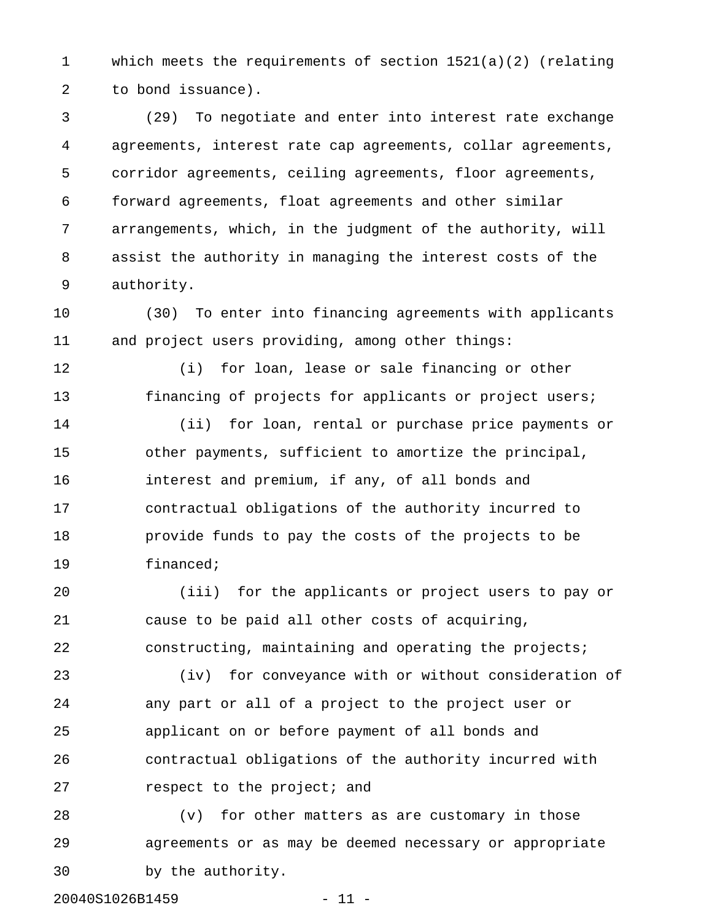which meets the requirements of section 1521(a)(2) (relating to bond issuance).

(29) To negotiate and enter into interest rate exchange agreements, interest rate cap agreements, collar agreements, corridor agreements, ceiling agreements, floor agreements, forward agreements, float agreements and other similar arrangements, which, in the judgment of the authority, will assist the authority in managing the interest costs of the authority.

(30) To enter into financing agreements with applicants and project users providing, among other things:

(i) for loan, lease or sale financing or other financing of projects for applicants or project users;

(ii) for loan, rental or purchase price payments or other payments, sufficient to amortize the principal, interest and premium, if any, of all bonds and contractual obligations of the authority incurred to provide funds to pay the costs of the projects to be financed;

(iii) for the applicants or project users to pay or cause to be paid all other costs of acquiring, constructing, maintaining and operating the projects;

(iv) for conveyance with or without consideration of any part or all of a project to the project user or applicant on or before payment of all bonds and contractual obligations of the authority incurred with respect to the project; and

(v) for other matters as are customary in those agreements or as may be deemed necessary or appropriate by the authority.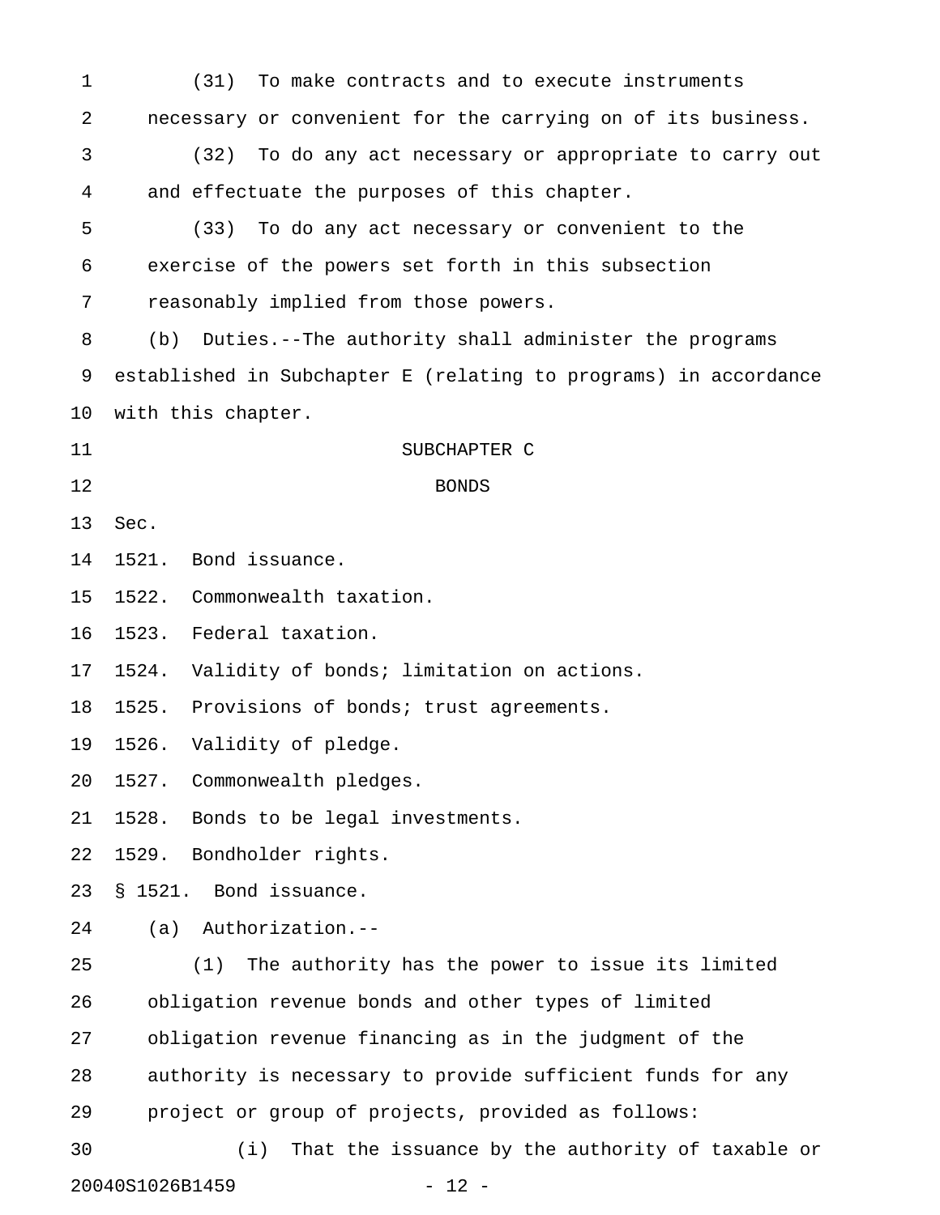(31) To make contracts and to execute instruments necessary or convenient for the carrying on of its business.

(32) To do any act necessary or appropriate to carry out and effectuate the purposes of this chapter.

(33) To do any act necessary or convenient to the exercise of the powers set forth in this subsection reasonably implied from those powers.

(b) Duties.--The authority shall administer the programs established in Subchapter E (relating to programs) in accordance with this chapter.

## SUBCHAPTER C
## BONDS

Sec.
1521. Bond issuance.
1522. Commonwealth taxation.
1523. Federal taxation.
1524. Validity of bonds; limitation on actions.
1525. Provisions of bonds; trust agreements.
1526. Validity of pledge.
1527. Commonwealth pledges.
1528. Bonds to be legal investments.
1529. Bondholder rights.

§ 1521. Bond issuance.

(a) Authorization.--

(1) The authority has the power to issue its limited obligation revenue bonds and other types of limited obligation revenue financing as in the judgment of the authority is necessary to provide sufficient funds for any project or group of projects, provided as follows:

(i) That the issuance by the authority of taxable or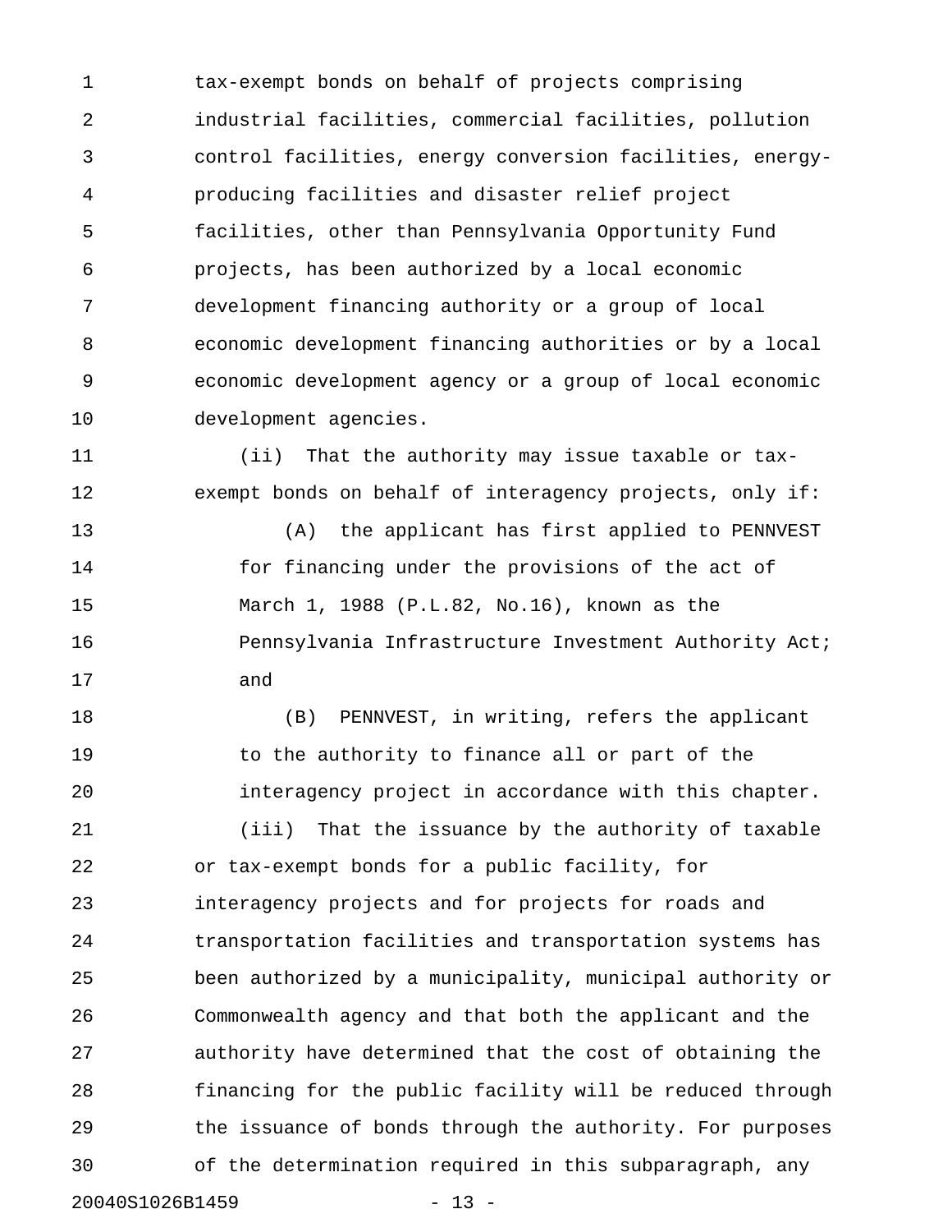tax-exempt bonds on behalf of projects comprising industrial facilities, commercial facilities, pollution control facilities, energy conversion facilities, energy-producing facilities and disaster relief project facilities, other than Pennsylvania Opportunity Fund projects, has been authorized by a local economic development financing authority or a group of local economic development financing authorities or by a local economic development agency or a group of local economic development agencies.

(ii) That the authority may issue taxable or tax-exempt bonds on behalf of interagency projects, only if:

(A) the applicant has first applied to PENNVEST for financing under the provisions of the act of March 1, 1988 (P.L.82, No.16), known as the Pennsylvania Infrastructure Investment Authority Act; and

(B) PENNVEST, in writing, refers the applicant to the authority to finance all or part of the interagency project in accordance with this chapter.

(iii) That the issuance by the authority of taxable or tax-exempt bonds for a public facility, for interagency projects and for projects for roads and transportation facilities and transportation systems has been authorized by a municipality, municipal authority or Commonwealth agency and that both the applicant and the authority have determined that the cost of obtaining the financing for the public facility will be reduced through the issuance of bonds through the authority. For purposes of the determination required in this subparagraph, any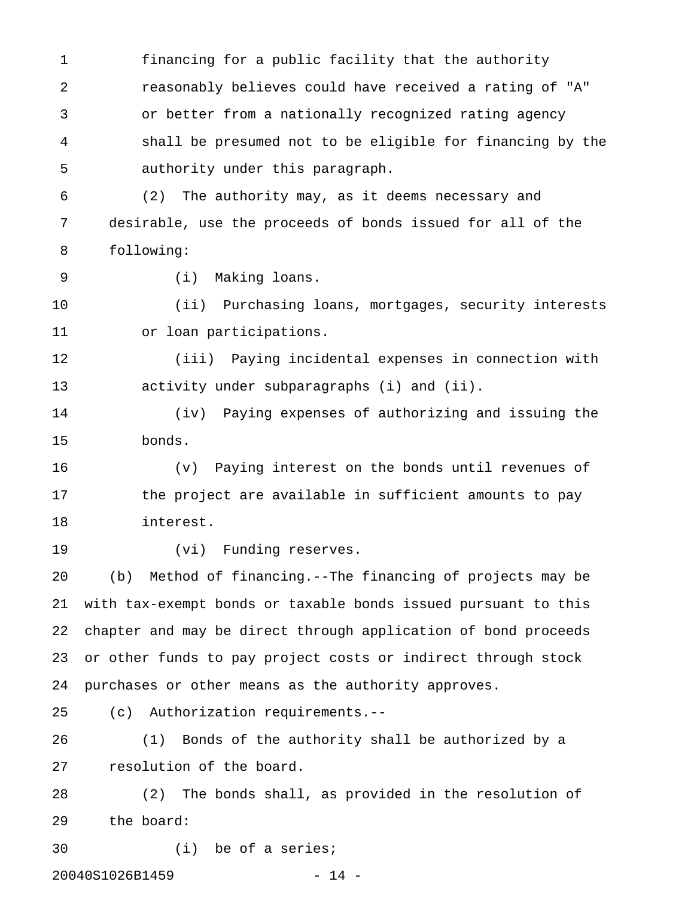financing for a public facility that the authority reasonably believes could have received a rating of "A" or better from a nationally recognized rating agency shall be presumed not to be eligible for financing by the authority under this paragraph.

(2) The authority may, as it deems necessary and desirable, use the proceeds of bonds issued for all of the following:

(i) Making loans.

(ii) Purchasing loans, mortgages, security interests or loan participations.

(iii) Paying incidental expenses in connection with activity under subparagraphs (i) and (ii).

(iv) Paying expenses of authorizing and issuing the bonds.

(v) Paying interest on the bonds until revenues of the project are available in sufficient amounts to pay interest.

(vi) Funding reserves.

(b) Method of financing.--The financing of projects may be with tax-exempt bonds or taxable bonds issued pursuant to this chapter and may be direct through application of bond proceeds or other funds to pay project costs or indirect through stock purchases or other means as the authority approves.

(c) Authorization requirements.--

(1) Bonds of the authority shall be authorized by a resolution of the board.

(2) The bonds shall, as provided in the resolution of the board:

(i) be of a series;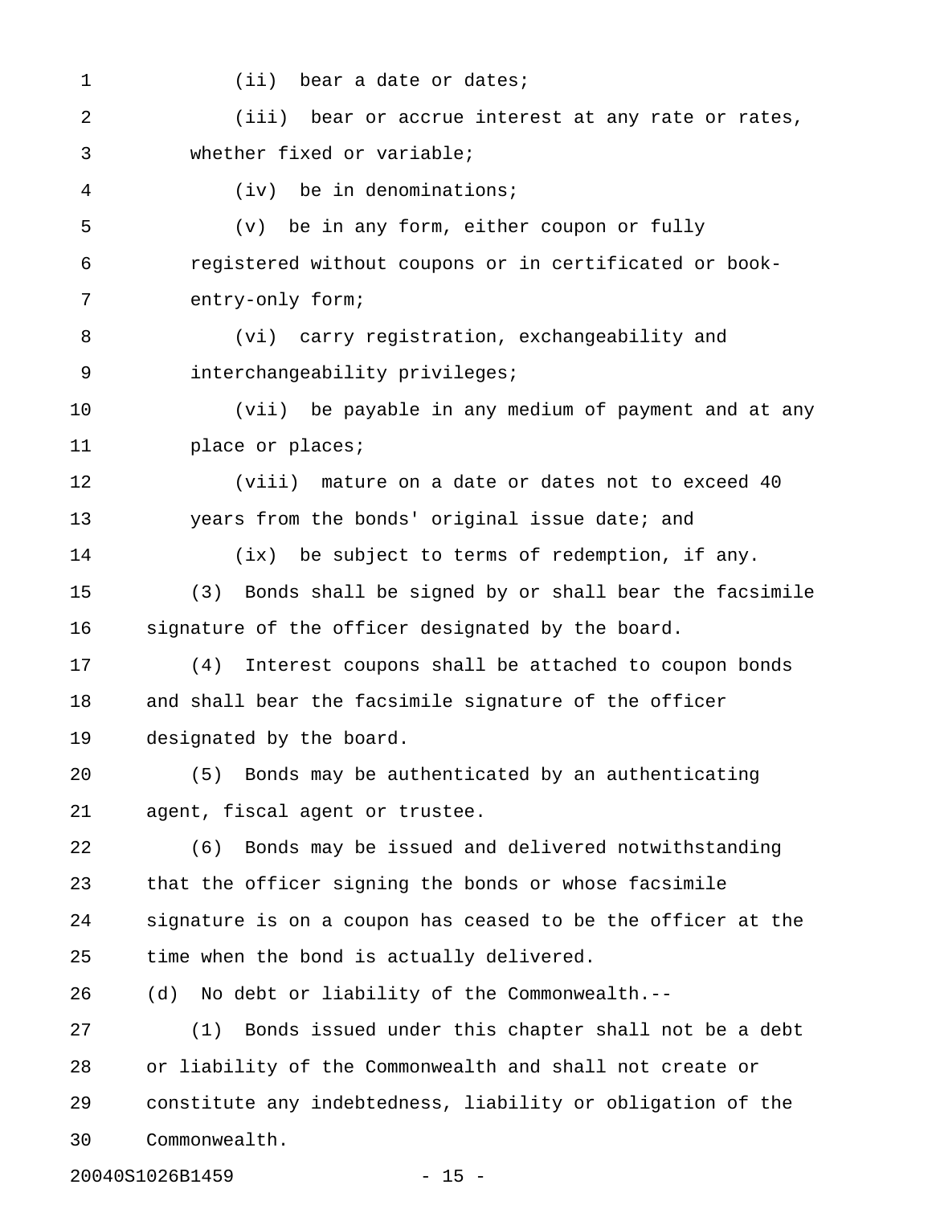(ii) bear a date or dates;

(iii) bear or accrue interest at any rate or rates, whether fixed or variable;

(iv) be in denominations;

(v) be in any form, either coupon or fully registered without coupons or in certificated or book-entry-only form;

(vi) carry registration, exchangeability and interchangeability privileges;

(vii) be payable in any medium of payment and at any place or places;

(viii) mature on a date or dates not to exceed 40 years from the bonds' original issue date; and

(ix) be subject to terms of redemption, if any.

(3) Bonds shall be signed by or shall bear the facsimile signature of the officer designated by the board.

(4) Interest coupons shall be attached to coupon bonds and shall bear the facsimile signature of the officer designated by the board.

(5) Bonds may be authenticated by an authenticating agent, fiscal agent or trustee.

(6) Bonds may be issued and delivered notwithstanding that the officer signing the bonds or whose facsimile signature is on a coupon has ceased to be the officer at the time when the bond is actually delivered.

(d) No debt or liability of the Commonwealth.--

(1) Bonds issued under this chapter shall not be a debt or liability of the Commonwealth and shall not create or constitute any indebtedness, liability or obligation of the Commonwealth.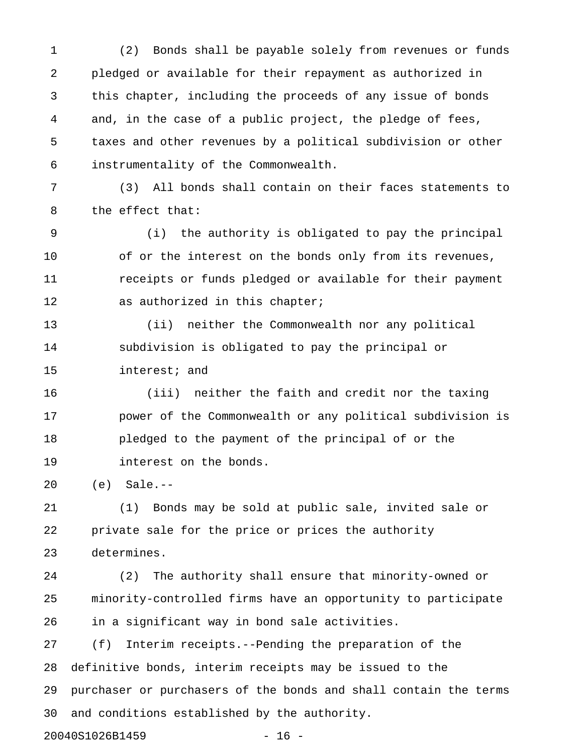(2) Bonds shall be payable solely from revenues or funds pledged or available for their repayment as authorized in this chapter, including the proceeds of any issue of bonds and, in the case of a public project, the pledge of fees, taxes and other revenues by a political subdivision or other instrumentality of the Commonwealth.

(3) All bonds shall contain on their faces statements to the effect that:

(i) the authority is obligated to pay the principal of or the interest on the bonds only from its revenues, receipts or funds pledged or available for their payment as authorized in this chapter;

(ii) neither the Commonwealth nor any political subdivision is obligated to pay the principal or interest; and

(iii) neither the faith and credit nor the taxing power of the Commonwealth or any political subdivision is pledged to the payment of the principal of or the interest on the bonds.

(e) Sale.--

(1) Bonds may be sold at public sale, invited sale or private sale for the price or prices the authority determines.

(2) The authority shall ensure that minority-owned or minority-controlled firms have an opportunity to participate in a significant way in bond sale activities.

(f) Interim receipts.--Pending the preparation of the definitive bonds, interim receipts may be issued to the purchaser or purchasers of the bonds and shall contain the terms and conditions established by the authority.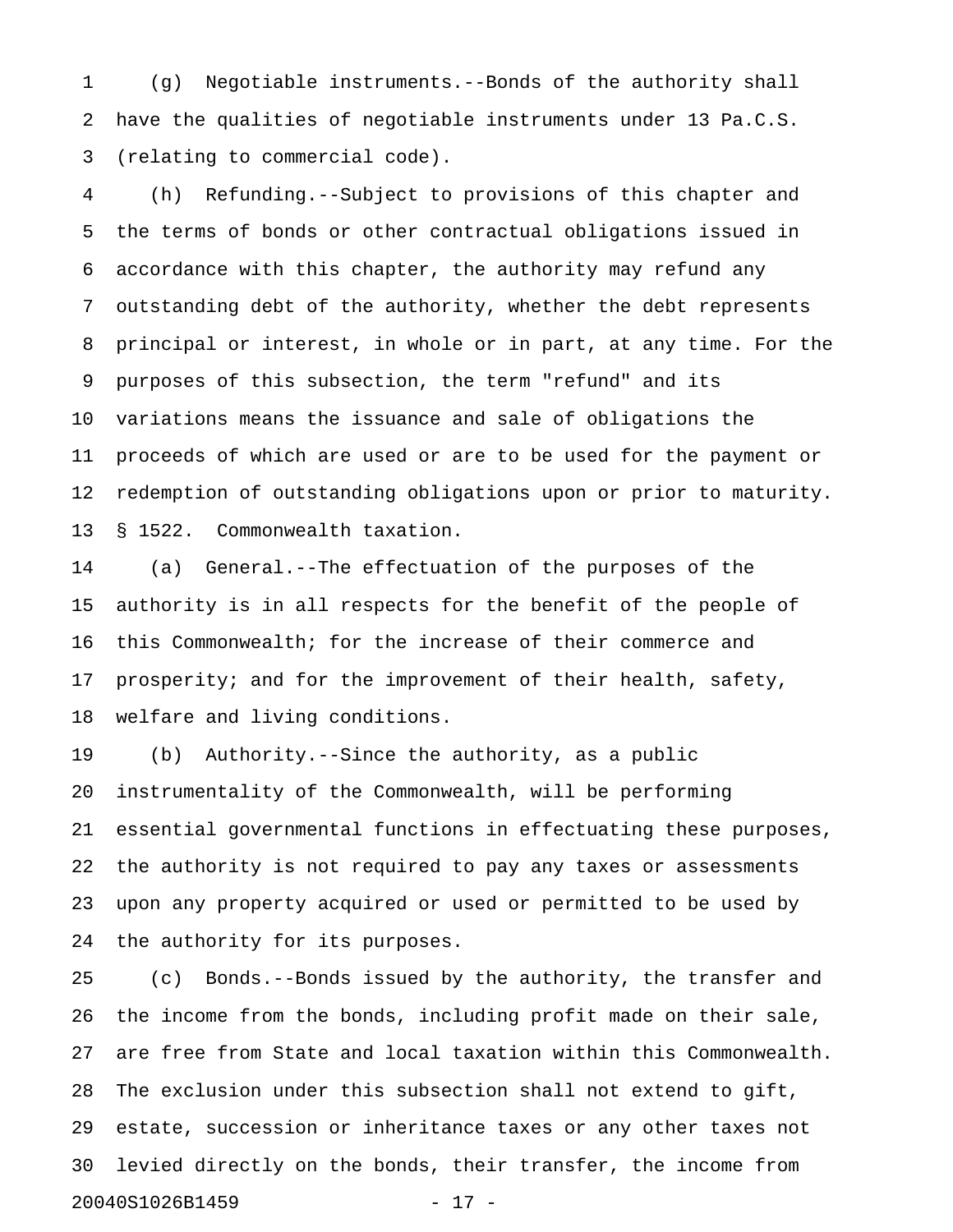(g) Negotiable instruments.--Bonds of the authority shall have the qualities of negotiable instruments under 13 Pa.C.S. (relating to commercial code).

(h) Refunding.--Subject to provisions of this chapter and the terms of bonds or other contractual obligations issued in accordance with this chapter, the authority may refund any outstanding debt of the authority, whether the debt represents principal or interest, in whole or in part, at any time. For the purposes of this subsection, the term "refund" and its variations means the issuance and sale of obligations the proceeds of which are used or are to be used for the payment or redemption of outstanding obligations upon or prior to maturity.

§ 1522. Commonwealth taxation.

(a) General.--The effectuation of the purposes of the authority is in all respects for the benefit of the people of this Commonwealth; for the increase of their commerce and prosperity; and for the improvement of their health, safety, welfare and living conditions.

(b) Authority.--Since the authority, as a public instrumentality of the Commonwealth, will be performing essential governmental functions in effectuating these purposes, the authority is not required to pay any taxes or assessments upon any property acquired or used or permitted to be used by the authority for its purposes.

(c) Bonds.--Bonds issued by the authority, the transfer and the income from the bonds, including profit made on their sale, are free from State and local taxation within this Commonwealth. The exclusion under this subsection shall not extend to gift, estate, succession or inheritance taxes or any other taxes not levied directly on the bonds, their transfer, the income from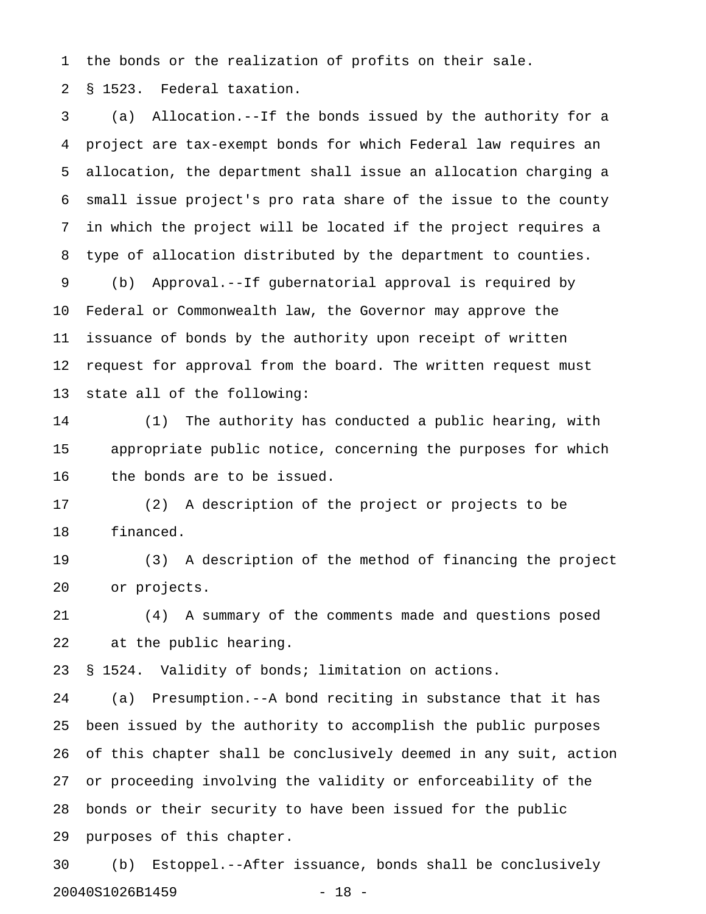the bonds or the realization of profits on their sale.

§ 1523. Federal taxation.

(a) Allocation.--If the bonds issued by the authority for a project are tax-exempt bonds for which Federal law requires an allocation, the department shall issue an allocation charging a small issue project's pro rata share of the issue to the county in which the project will be located if the project requires a type of allocation distributed by the department to counties.

(b) Approval.--If gubernatorial approval is required by Federal or Commonwealth law, the Governor may approve the issuance of bonds by the authority upon receipt of written request for approval from the board. The written request must state all of the following:

(1) The authority has conducted a public hearing, with appropriate public notice, concerning the purposes for which the bonds are to be issued.

(2) A description of the project or projects to be financed.

(3) A description of the method of financing the project or projects.

(4) A summary of the comments made and questions posed at the public hearing.

§ 1524. Validity of bonds; limitation on actions.

(a) Presumption.--A bond reciting in substance that it has been issued by the authority to accomplish the public purposes of this chapter shall be conclusively deemed in any suit, action or proceeding involving the validity or enforceability of the bonds or their security to have been issued for the public purposes of this chapter.

(b) Estoppel.--After issuance, bonds shall be conclusively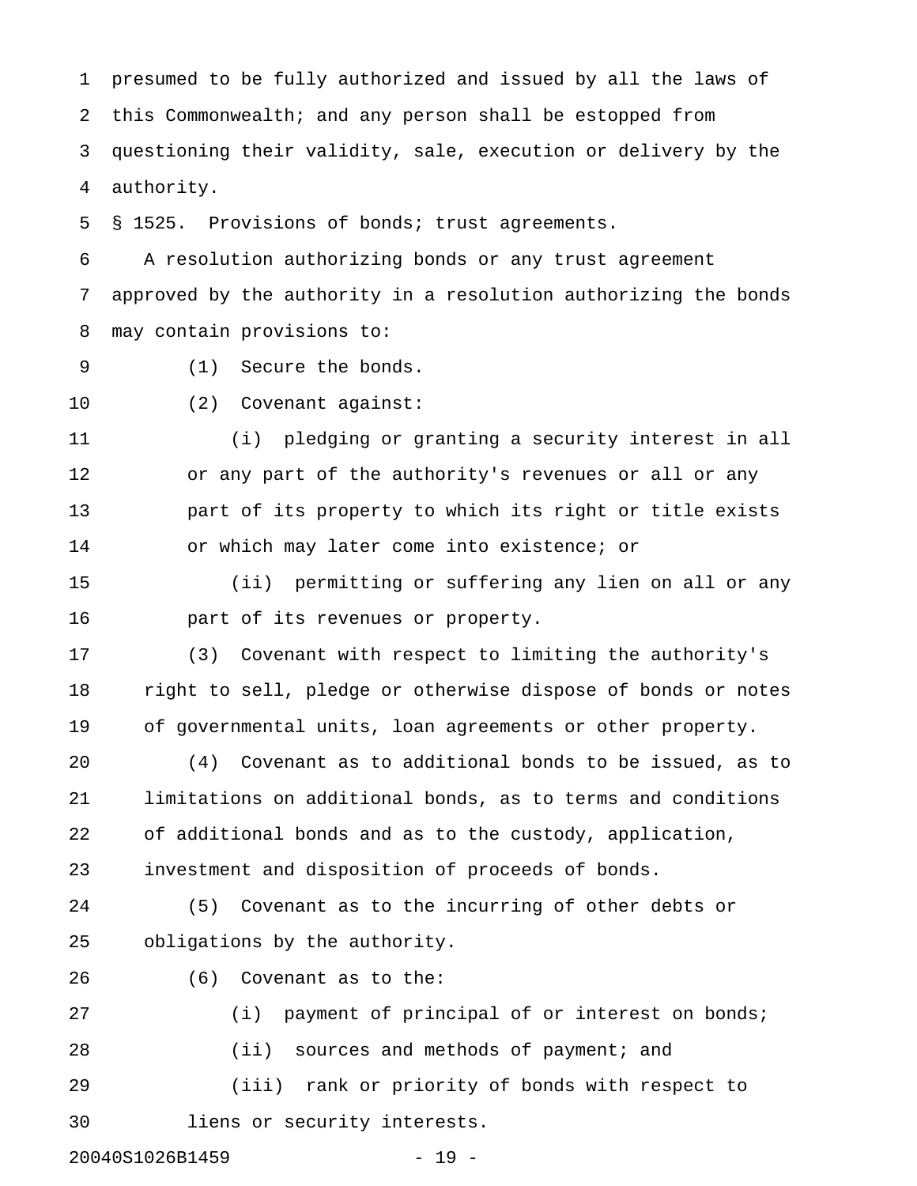presumed to be fully authorized and issued by all the laws of this Commonwealth; and any person shall be estopped from questioning their validity, sale, execution or delivery by the authority.

§ 1525. Provisions of bonds; trust agreements.

A resolution authorizing bonds or any trust agreement approved by the authority in a resolution authorizing the bonds may contain provisions to:

(1) Secure the bonds.

(2) Covenant against:

(i) pledging or granting a security interest in all or any part of the authority's revenues or all or any part of its property to which its right or title exists or which may later come into existence; or

(ii) permitting or suffering any lien on all or any part of its revenues or property.

(3) Covenant with respect to limiting the authority's right to sell, pledge or otherwise dispose of bonds or notes of governmental units, loan agreements or other property.

(4) Covenant as to additional bonds to be issued, as to limitations on additional bonds, as to terms and conditions of additional bonds and as to the custody, application, investment and disposition of proceeds of bonds.

(5) Covenant as to the incurring of other debts or obligations by the authority.

(6) Covenant as to the:

(i) payment of principal of or interest on bonds;

(ii) sources and methods of payment; and

(iii) rank or priority of bonds with respect to liens or security interests.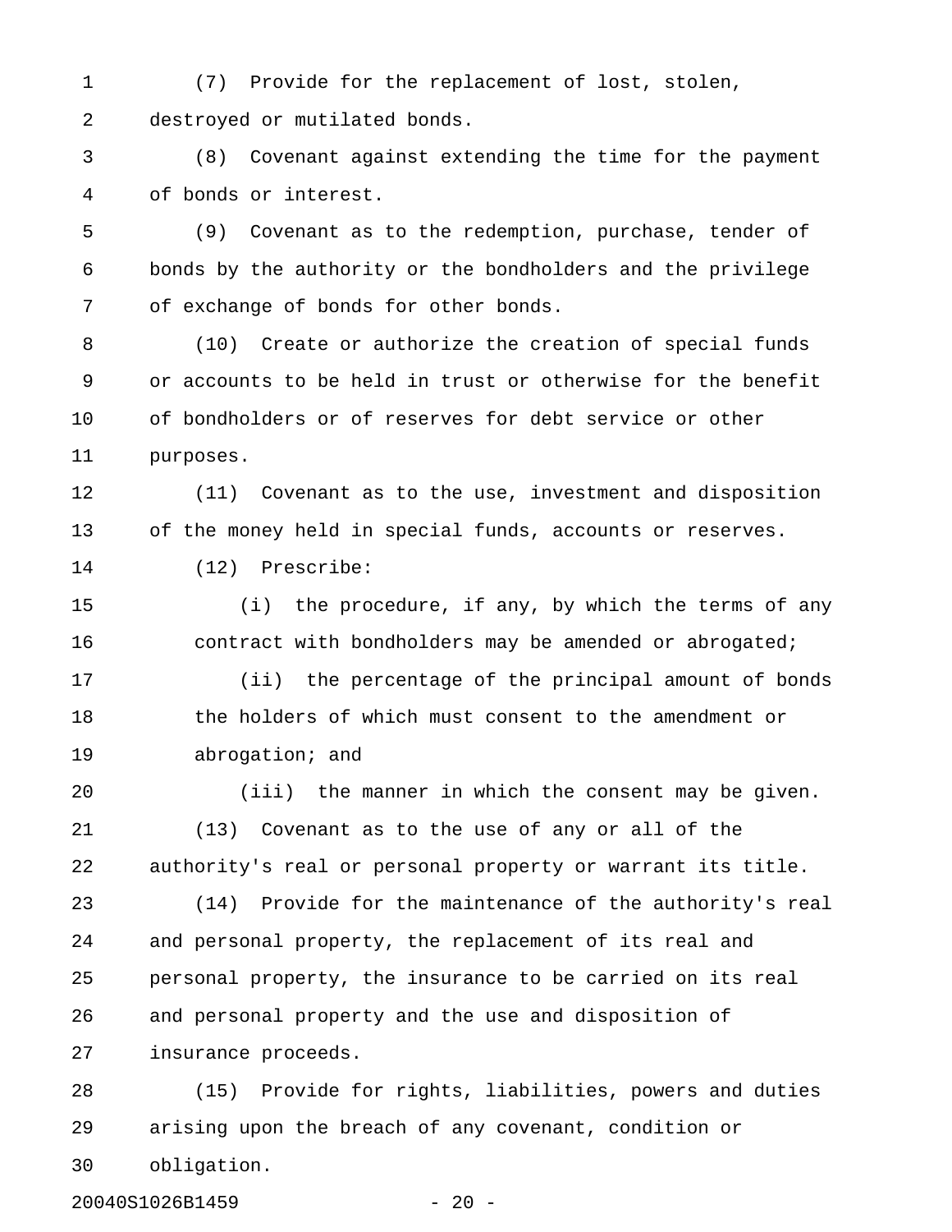(7) Provide for the replacement of lost, stolen, destroyed or mutilated bonds.

(8) Covenant against extending the time for the payment of bonds or interest.

(9) Covenant as to the redemption, purchase, tender of bonds by the authority or the bondholders and the privilege of exchange of bonds for other bonds.

(10) Create or authorize the creation of special funds or accounts to be held in trust or otherwise for the benefit of bondholders or of reserves for debt service or other purposes.

(11) Covenant as to the use, investment and disposition of the money held in special funds, accounts or reserves.

(12) Prescribe:

(i) the procedure, if any, by which the terms of any contract with bondholders may be amended or abrogated;

(ii) the percentage of the principal amount of bonds the holders of which must consent to the amendment or abrogation; and

(iii) the manner in which the consent may be given.

(13) Covenant as to the use of any or all of the authority's real or personal property or warrant its title.

(14) Provide for the maintenance of the authority's real and personal property, the replacement of its real and personal property, the insurance to be carried on its real and personal property and the use and disposition of insurance proceeds.

(15) Provide for rights, liabilities, powers and duties arising upon the breach of any covenant, condition or obligation.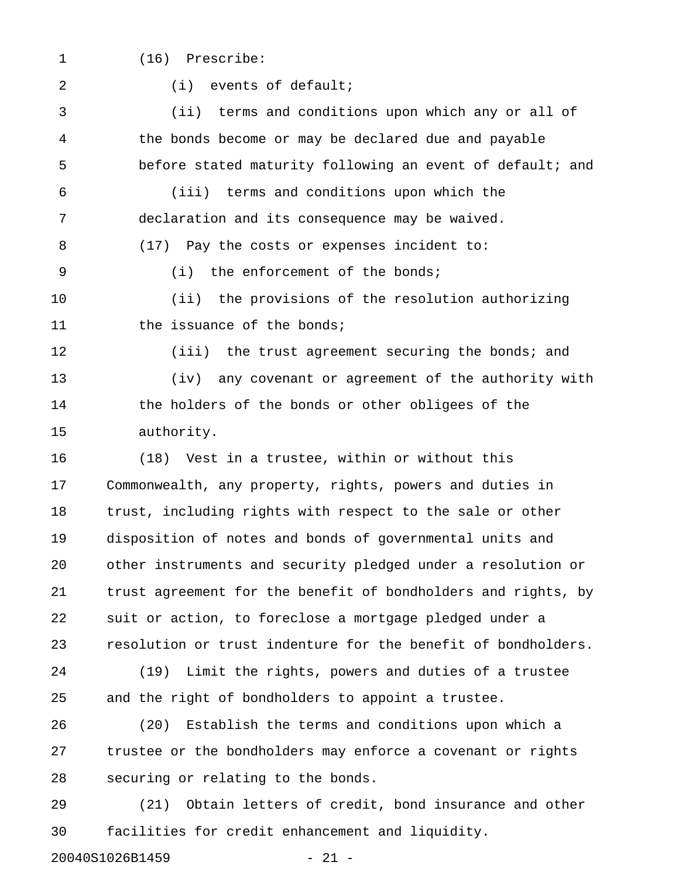(16) Prescribe:

(i) events of default;

(ii) terms and conditions upon which any or all of the bonds become or may be declared due and payable before stated maturity following an event of default; and

(iii) terms and conditions upon which the declaration and its consequence may be waived.

(17) Pay the costs or expenses incident to:

(i) the enforcement of the bonds;

(ii) the provisions of the resolution authorizing the issuance of the bonds;

(iii) the trust agreement securing the bonds; and

(iv) any covenant or agreement of the authority with the holders of the bonds or other obligees of the authority.

(18) Vest in a trustee, within or without this Commonwealth, any property, rights, powers and duties in trust, including rights with respect to the sale or other disposition of notes and bonds of governmental units and other instruments and security pledged under a resolution or trust agreement for the benefit of bondholders and rights, by suit or action, to foreclose a mortgage pledged under a resolution or trust indenture for the benefit of bondholders.

(19) Limit the rights, powers and duties of a trustee and the right of bondholders to appoint a trustee.

(20) Establish the terms and conditions upon which a trustee or the bondholders may enforce a covenant or rights securing or relating to the bonds.

(21) Obtain letters of credit, bond insurance and other facilities for credit enhancement and liquidity.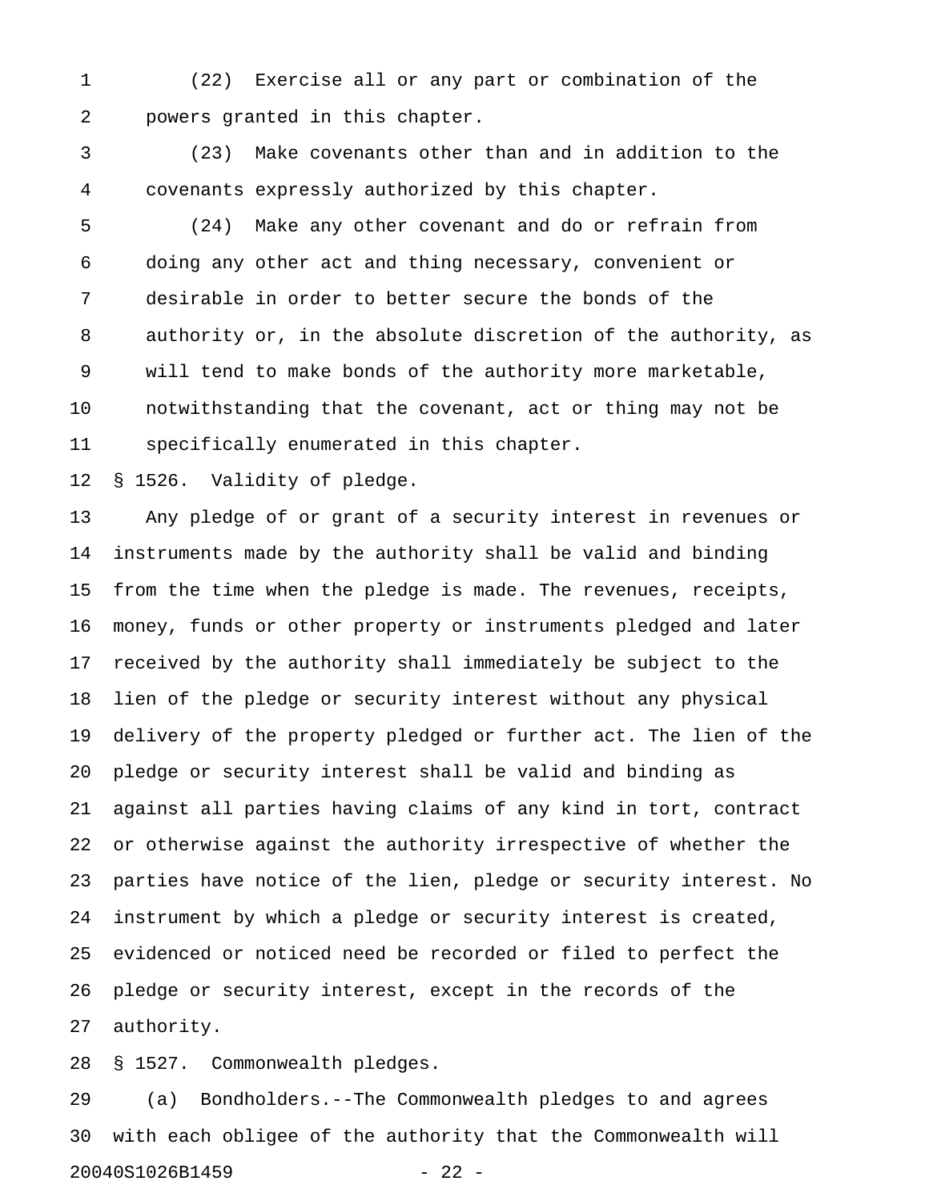(22) Exercise all or any part or combination of the powers granted in this chapter.

(23) Make covenants other than and in addition to the covenants expressly authorized by this chapter.

(24) Make any other covenant and do or refrain from doing any other act and thing necessary, convenient or desirable in order to better secure the bonds of the authority or, in the absolute discretion of the authority, as will tend to make bonds of the authority more marketable, notwithstanding that the covenant, act or thing may not be specifically enumerated in this chapter.

§ 1526. Validity of pledge.

Any pledge of or grant of a security interest in revenues or instruments made by the authority shall be valid and binding from the time when the pledge is made. The revenues, receipts, money, funds or other property or instruments pledged and later received by the authority shall immediately be subject to the lien of the pledge or security interest without any physical delivery of the property pledged or further act. The lien of the pledge or security interest shall be valid and binding as against all parties having claims of any kind in tort, contract or otherwise against the authority irrespective of whether the parties have notice of the lien, pledge or security interest. No instrument by which a pledge or security interest is created, evidenced or noticed need be recorded or filed to perfect the pledge or security interest, except in the records of the authority.

§ 1527. Commonwealth pledges.

(a) Bondholders.--The Commonwealth pledges to and agrees with each obligee of the authority that the Commonwealth will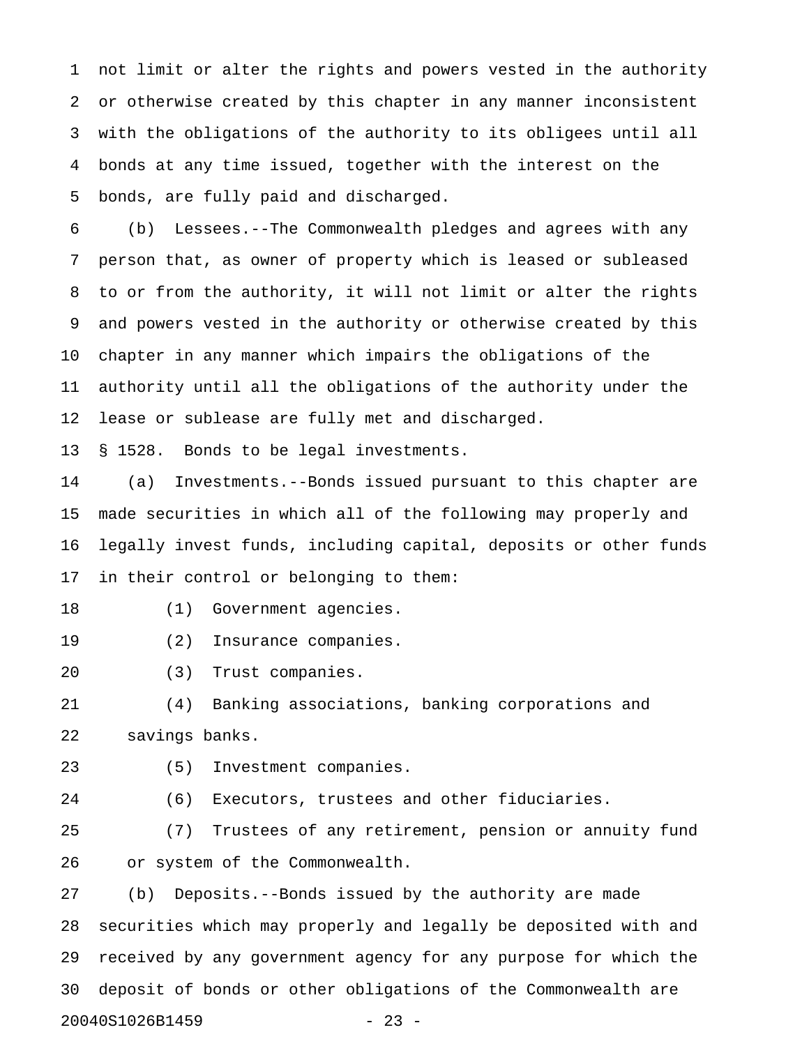not limit or alter the rights and powers vested in the authority or otherwise created by this chapter in any manner inconsistent with the obligations of the authority to its obligees until all bonds at any time issued, together with the interest on the bonds, are fully paid and discharged.

(b) Lessees.--The Commonwealth pledges and agrees with any person that, as owner of property which is leased or subleased to or from the authority, it will not limit or alter the rights and powers vested in the authority or otherwise created by this chapter in any manner which impairs the obligations of the authority until all the obligations of the authority under the lease or sublease are fully met and discharged.

§ 1528. Bonds to be legal investments.

(a) Investments.--Bonds issued pursuant to this chapter are made securities in which all of the following may properly and legally invest funds, including capital, deposits or other funds in their control or belonging to them:

(1) Government agencies.

(2) Insurance companies.

(3) Trust companies.

(4) Banking associations, banking corporations and savings banks.

(5) Investment companies.

(6) Executors, trustees and other fiduciaries.

(7) Trustees of any retirement, pension or annuity fund or system of the Commonwealth.

(b) Deposits.--Bonds issued by the authority are made securities which may properly and legally be deposited with and received by any government agency for any purpose for which the deposit of bonds or other obligations of the Commonwealth are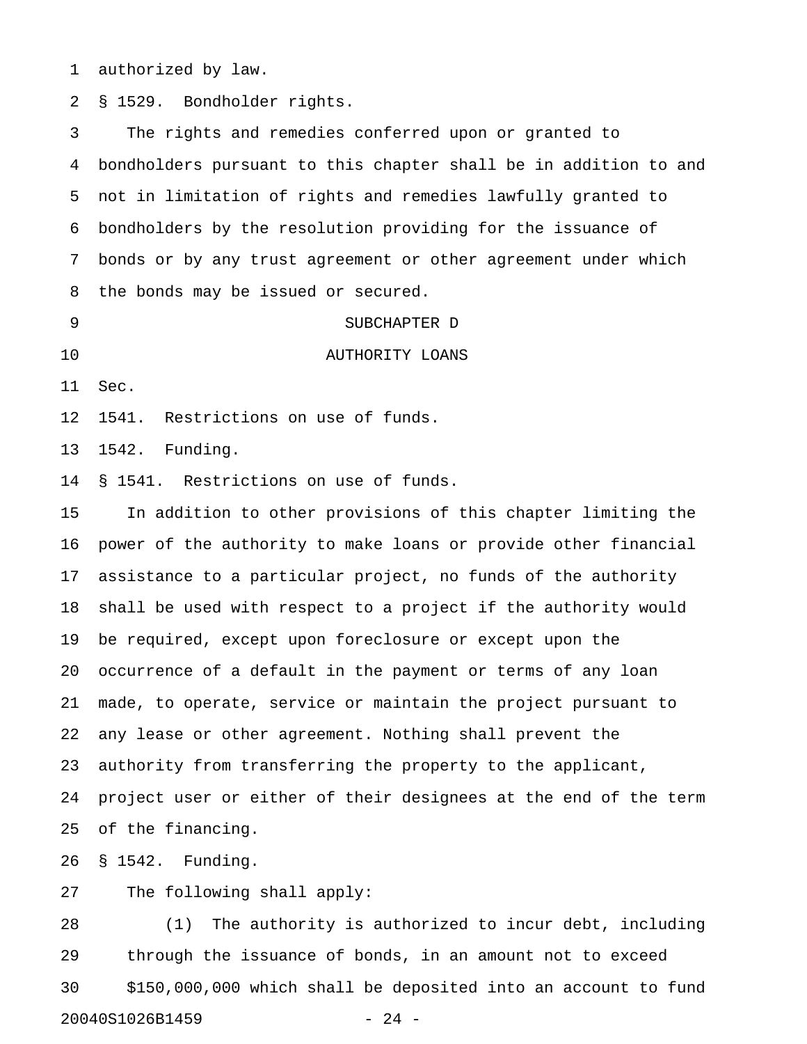authorized by law.

§ 1529. Bondholder rights.

The rights and remedies conferred upon or granted to bondholders pursuant to this chapter shall be in addition to and not in limitation of rights and remedies lawfully granted to bondholders by the resolution providing for the issuance of bonds or by any trust agreement or other agreement under which the bonds may be issued or secured.

## SUBCHAPTER D

## AUTHORITY LOANS

Sec.

1541. Restrictions on use of funds.

1542. Funding.

§ 1541. Restrictions on use of funds.

In addition to other provisions of this chapter limiting the power of the authority to make loans or provide other financial assistance to a particular project, no funds of the authority shall be used with respect to a project if the authority would be required, except upon foreclosure or except upon the occurrence of a default in the payment or terms of any loan made, to operate, service or maintain the project pursuant to any lease or other agreement. Nothing shall prevent the authority from transferring the property to the applicant, project user or either of their designees at the end of the term of the financing.

§ 1542. Funding.

The following shall apply:

(1) The authority is authorized to incur debt, including through the issuance of bonds, in an amount not to exceed $150,000,000 which shall be deposited into an account to fund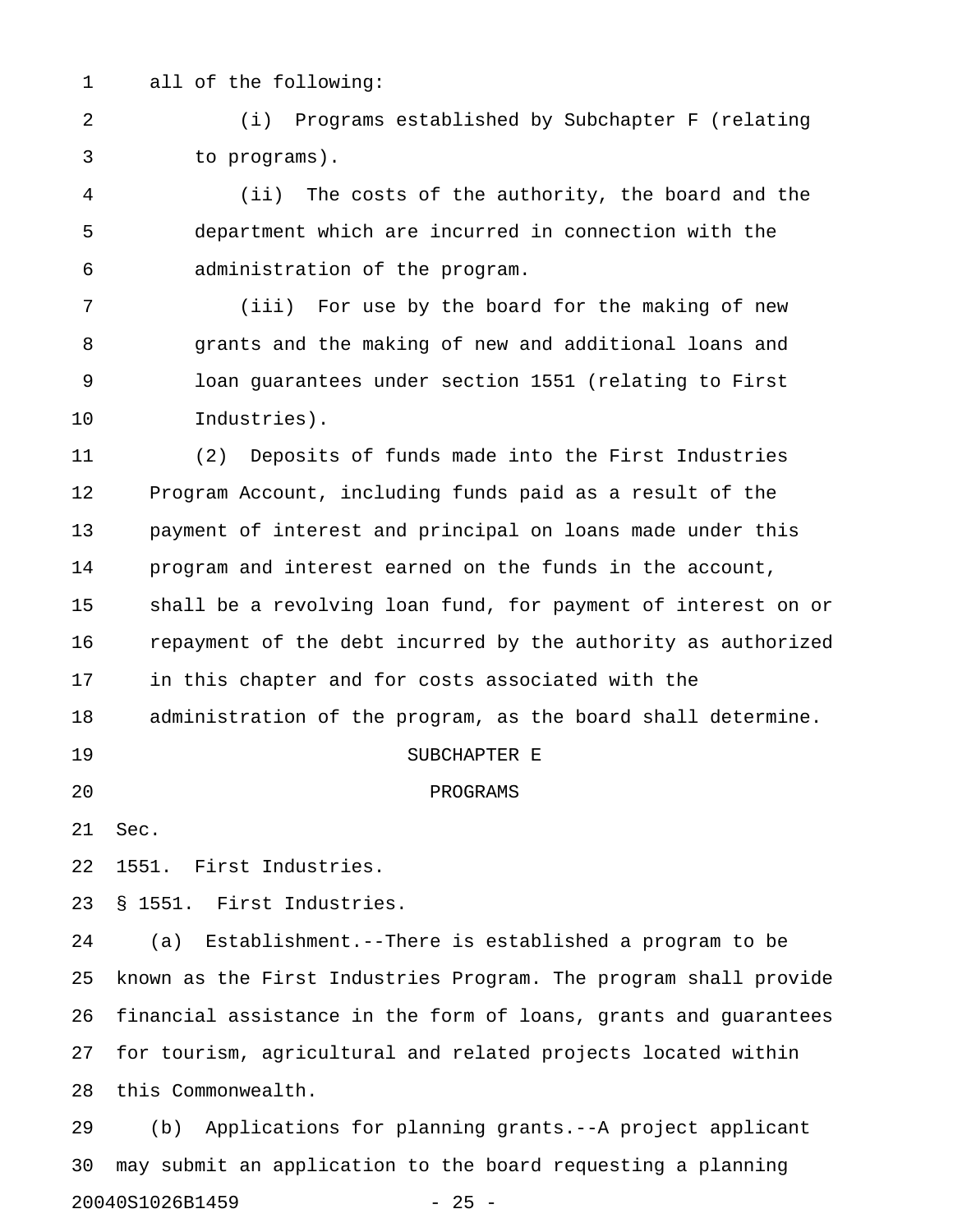all of the following:

(i) Programs established by Subchapter F (relating to programs).

(ii) The costs of the authority, the board and the department which are incurred in connection with the administration of the program.

(iii) For use by the board for the making of new grants and the making of new and additional loans and loan guarantees under section 1551 (relating to First Industries).

(2) Deposits of funds made into the First Industries Program Account, including funds paid as a result of the payment of interest and principal on loans made under this program and interest earned on the funds in the account, shall be a revolving loan fund, for payment of interest on or repayment of the debt incurred by the authority as authorized in this chapter and for costs associated with the administration of the program, as the board shall determine.

## SUBCHAPTER E

## PROGRAMS

Sec.

1551. First Industries.

### § 1551. First Industries.

(a) Establishment.--There is established a program to be known as the First Industries Program. The program shall provide financial assistance in the form of loans, grants and guarantees for tourism, agricultural and related projects located within this Commonwealth.

(b) Applications for planning grants.--A project applicant may submit an application to the board requesting a planning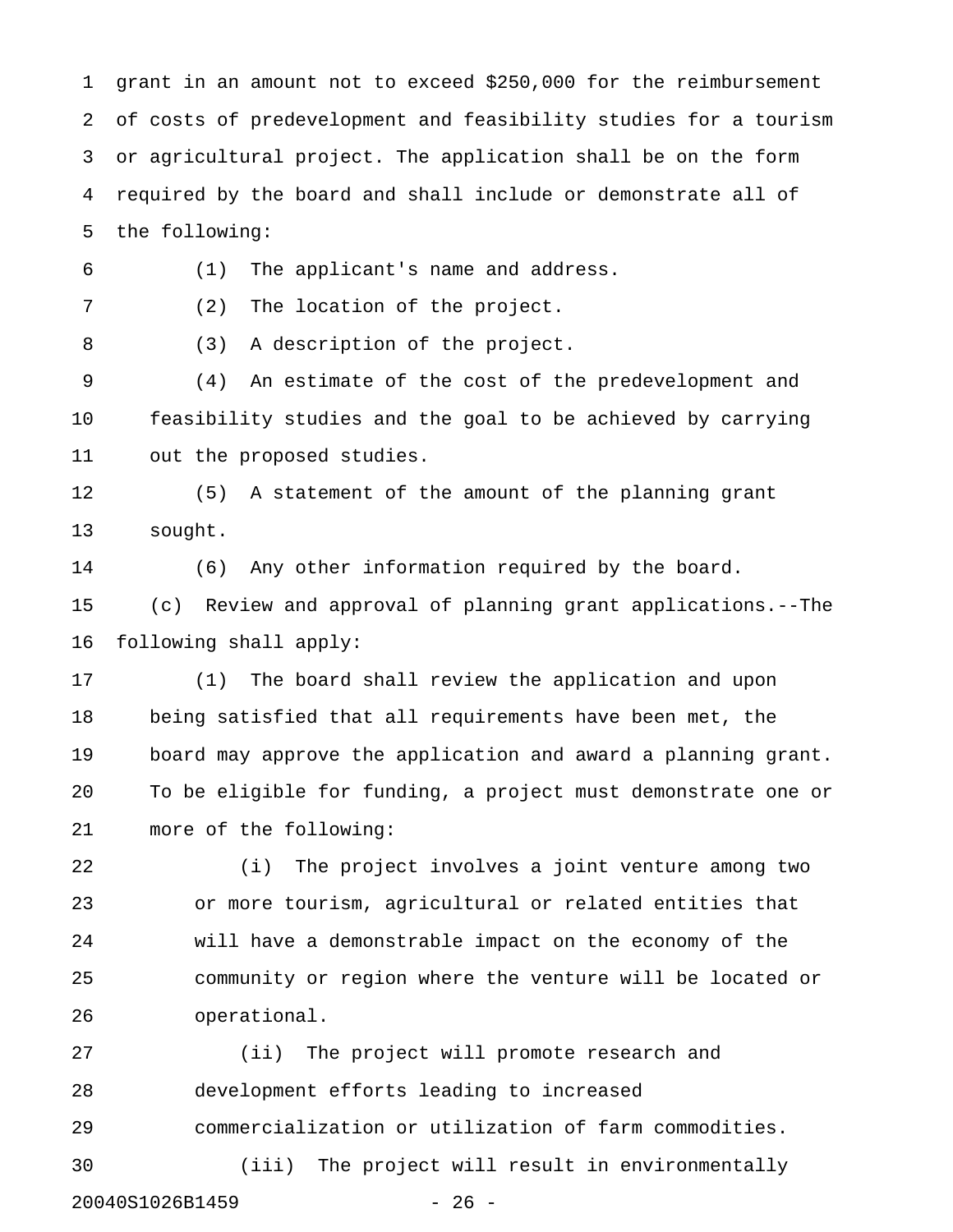grant in an amount not to exceed $250,000 for the reimbursement of costs of predevelopment and feasibility studies for a tourism or agricultural project. The application shall be on the form required by the board and shall include or demonstrate all of the following:

(1) The applicant's name and address.

(2) The location of the project.

(3) A description of the project.

(4) An estimate of the cost of the predevelopment and feasibility studies and the goal to be achieved by carrying out the proposed studies.

(5) A statement of the amount of the planning grant sought.

(6) Any other information required by the board.

(c) Review and approval of planning grant applications.--The following shall apply:

(1) The board shall review the application and upon being satisfied that all requirements have been met, the board may approve the application and award a planning grant. To be eligible for funding, a project must demonstrate one or more of the following:

(i) The project involves a joint venture among two or more tourism, agricultural or related entities that will have a demonstrable impact on the economy of the community or region where the venture will be located or operational.

(ii) The project will promote research and development efforts leading to increased commercialization or utilization of farm commodities.

(iii) The project will result in environmentally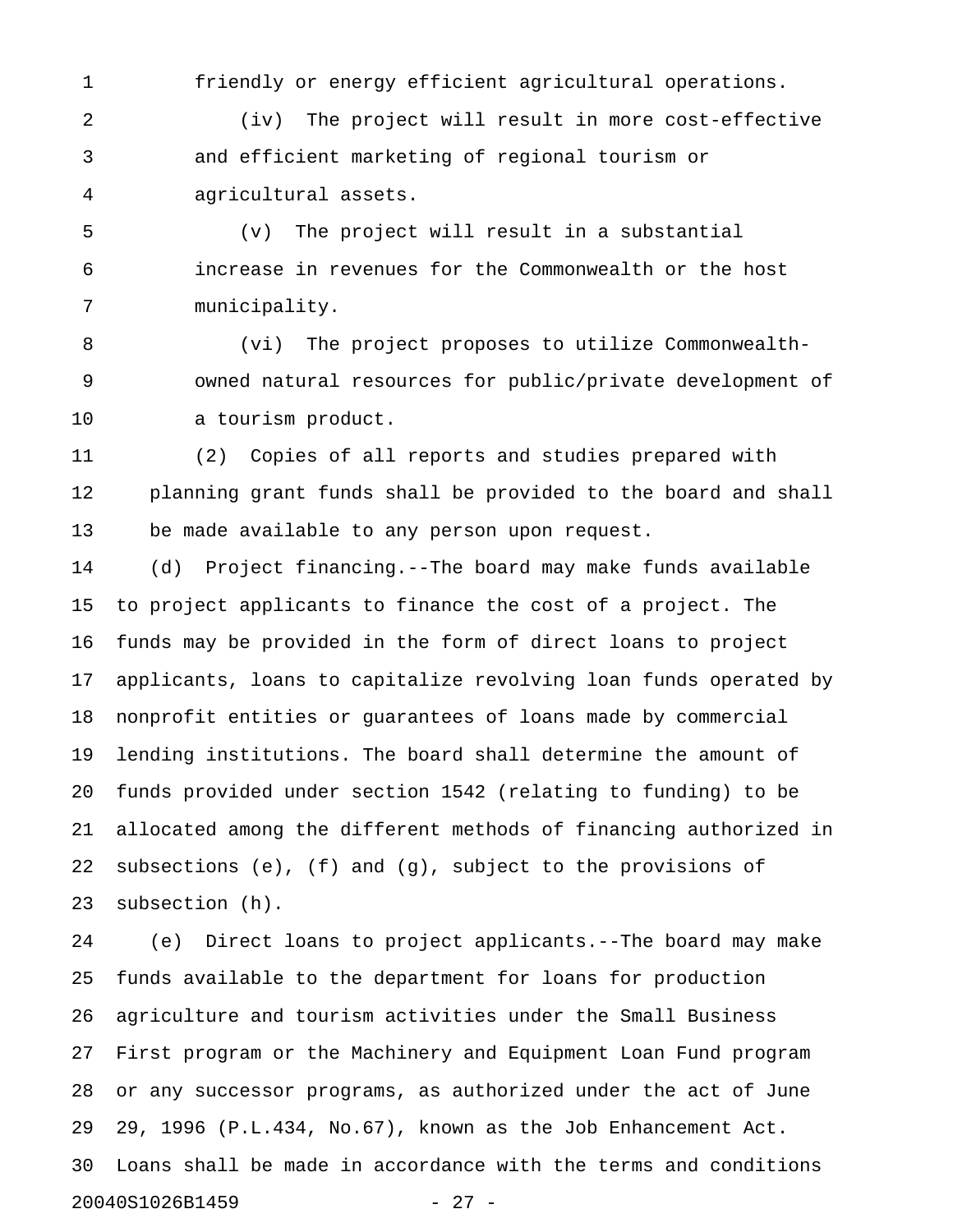friendly or energy efficient agricultural operations.

(iv) The project will result in more cost-effective and efficient marketing of regional tourism or agricultural assets.

(v) The project will result in a substantial increase in revenues for the Commonwealth or the host municipality.

(vi) The project proposes to utilize Commonwealth-owned natural resources for public/private development of a tourism product.

(2) Copies of all reports and studies prepared with planning grant funds shall be provided to the board and shall be made available to any person upon request.

(d) Project financing.--The board may make funds available to project applicants to finance the cost of a project. The funds may be provided in the form of direct loans to project applicants, loans to capitalize revolving loan funds operated by nonprofit entities or guarantees of loans made by commercial lending institutions. The board shall determine the amount of funds provided under section 1542 (relating to funding) to be allocated among the different methods of financing authorized in subsections (e), (f) and (g), subject to the provisions of subsection (h).

(e) Direct loans to project applicants.--The board may make funds available to the department for loans for production agriculture and tourism activities under the Small Business First program or the Machinery and Equipment Loan Fund program or any successor programs, as authorized under the act of June 29, 1996 (P.L.434, No.67), known as the Job Enhancement Act. Loans shall be made in accordance with the terms and conditions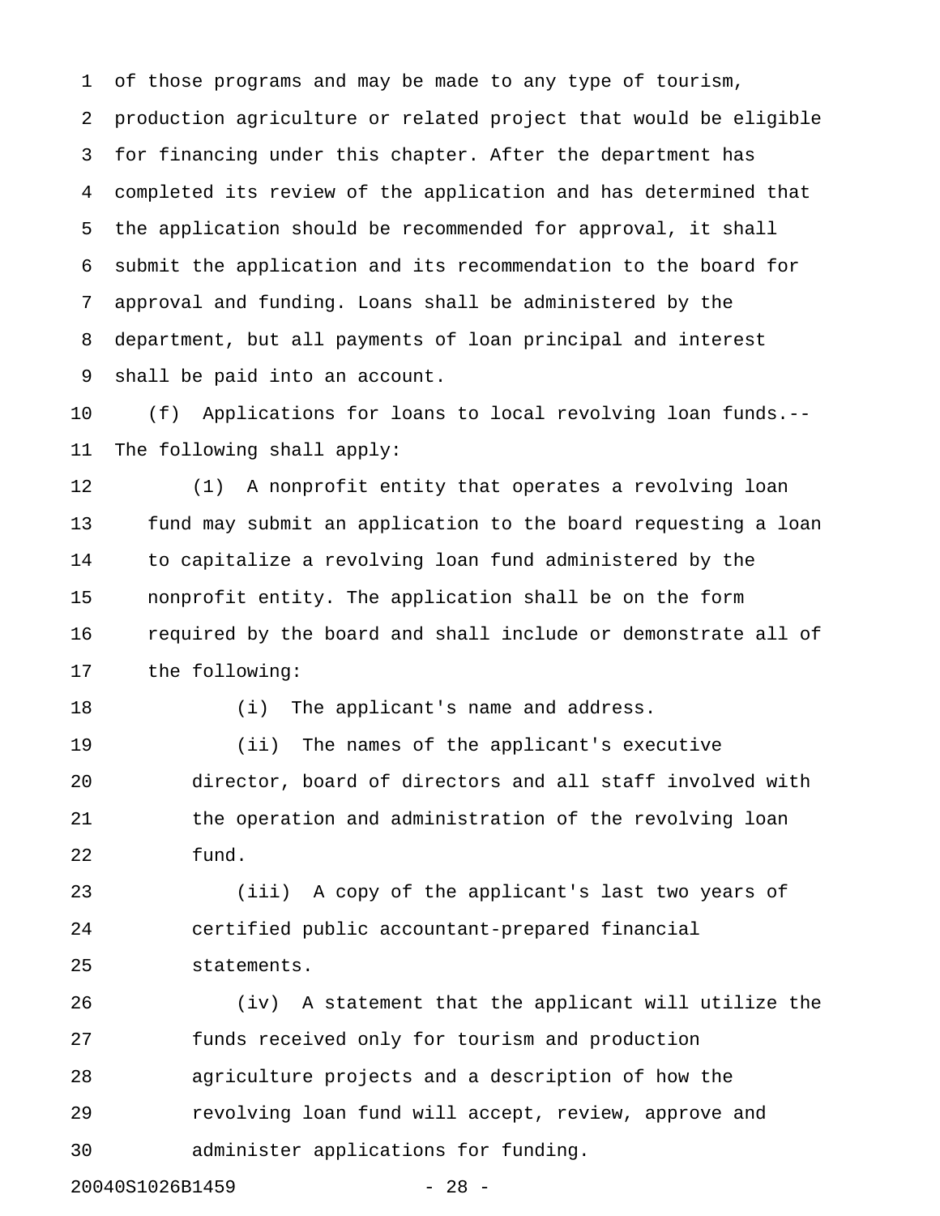of those programs and may be made to any type of tourism, production agriculture or related project that would be eligible for financing under this chapter. After the department has completed its review of the application and has determined that the application should be recommended for approval, it shall submit the application and its recommendation to the board for approval and funding. Loans shall be administered by the department, but all payments of loan principal and interest shall be paid into an account.

(f) Applications for loans to local revolving loan funds.--The following shall apply:

(1) A nonprofit entity that operates a revolving loan fund may submit an application to the board requesting a loan to capitalize a revolving loan fund administered by the nonprofit entity. The application shall be on the form required by the board and shall include or demonstrate all of the following:

(i) The applicant's name and address.

(ii) The names of the applicant's executive director, board of directors and all staff involved with the operation and administration of the revolving loan fund.

(iii) A copy of the applicant's last two years of certified public accountant-prepared financial statements.

(iv) A statement that the applicant will utilize the funds received only for tourism and production agriculture projects and a description of how the revolving loan fund will accept, review, approve and administer applications for funding.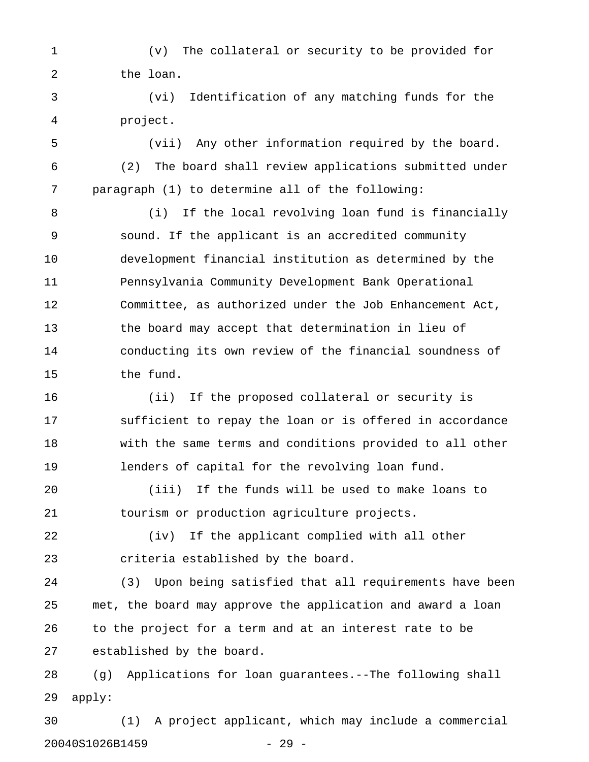(v) The collateral or security to be provided for the loan.

(vi) Identification of any matching funds for the project.

(vii) Any other information required by the board.

(2) The board shall review applications submitted under paragraph (1) to determine all of the following:

(i) If the local revolving loan fund is financially sound. If the applicant is an accredited community development financial institution as determined by the Pennsylvania Community Development Bank Operational Committee, as authorized under the Job Enhancement Act, the board may accept that determination in lieu of conducting its own review of the financial soundness of the fund.

(ii) If the proposed collateral or security is sufficient to repay the loan or is offered in accordance with the same terms and conditions provided to all other lenders of capital for the revolving loan fund.

(iii) If the funds will be used to make loans to tourism or production agriculture projects.

(iv) If the applicant complied with all other criteria established by the board.

(3) Upon being satisfied that all requirements have been met, the board may approve the application and award a loan to the project for a term and at an interest rate to be established by the board.

(g) Applications for loan guarantees.--The following shall apply:

(1) A project applicant, which may include a commercial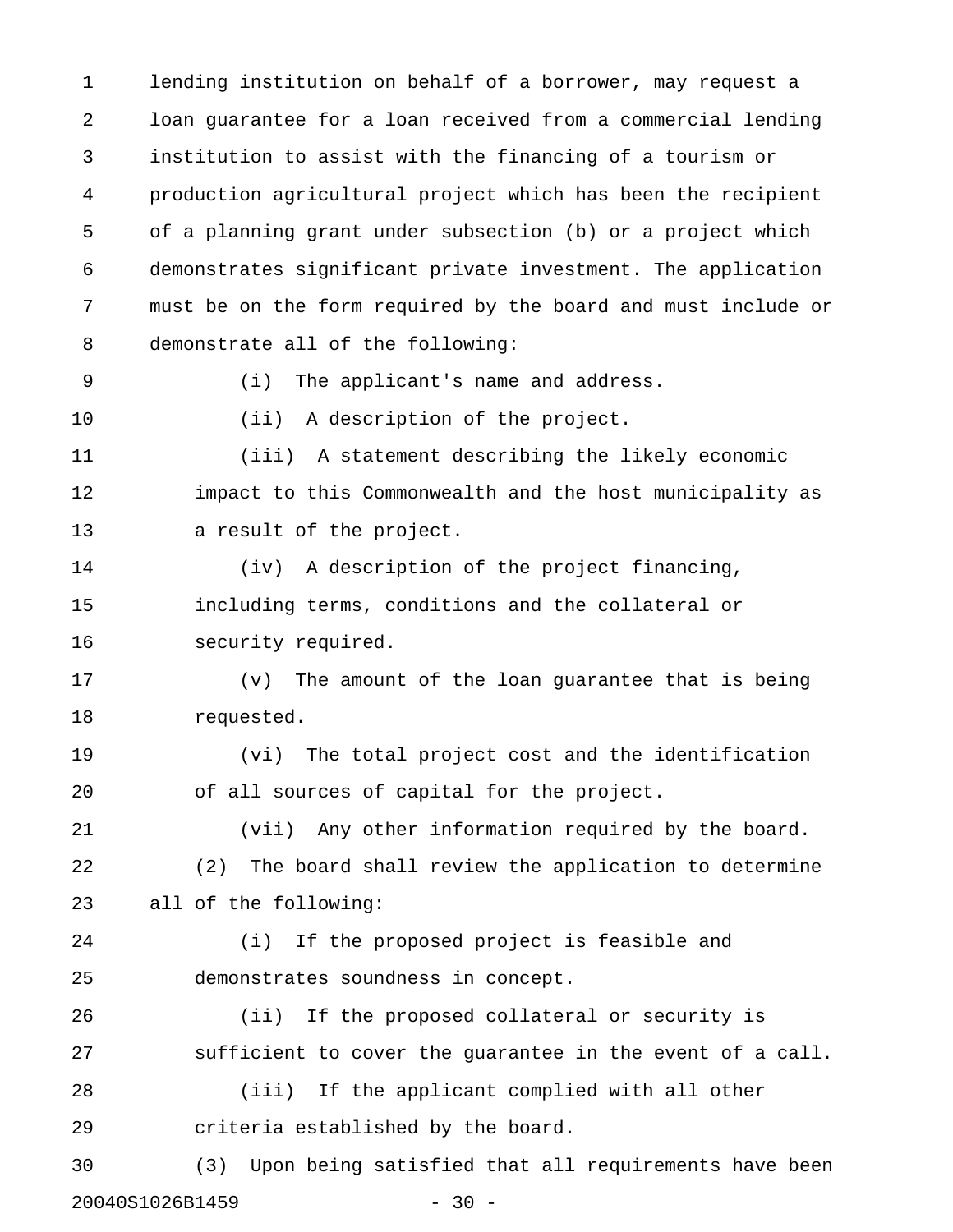lending institution on behalf of a borrower, may request a loan guarantee for a loan received from a commercial lending institution to assist with the financing of a tourism or production agricultural project which has been the recipient of a planning grant under subsection (b) or a project which demonstrates significant private investment. The application must be on the form required by the board and must include or demonstrate all of the following:

(i) The applicant's name and address.

(ii) A description of the project.

(iii) A statement describing the likely economic impact to this Commonwealth and the host municipality as a result of the project.

(iv) A description of the project financing, including terms, conditions and the collateral or security required.

(v) The amount of the loan guarantee that is being requested.

(vi) The total project cost and the identification of all sources of capital for the project.

(vii) Any other information required by the board.

(2) The board shall review the application to determine all of the following:

(i) If the proposed project is feasible and demonstrates soundness in concept.

(ii) If the proposed collateral or security is sufficient to cover the guarantee in the event of a call.

(iii) If the applicant complied with all other criteria established by the board.

(3) Upon being satisfied that all requirements have been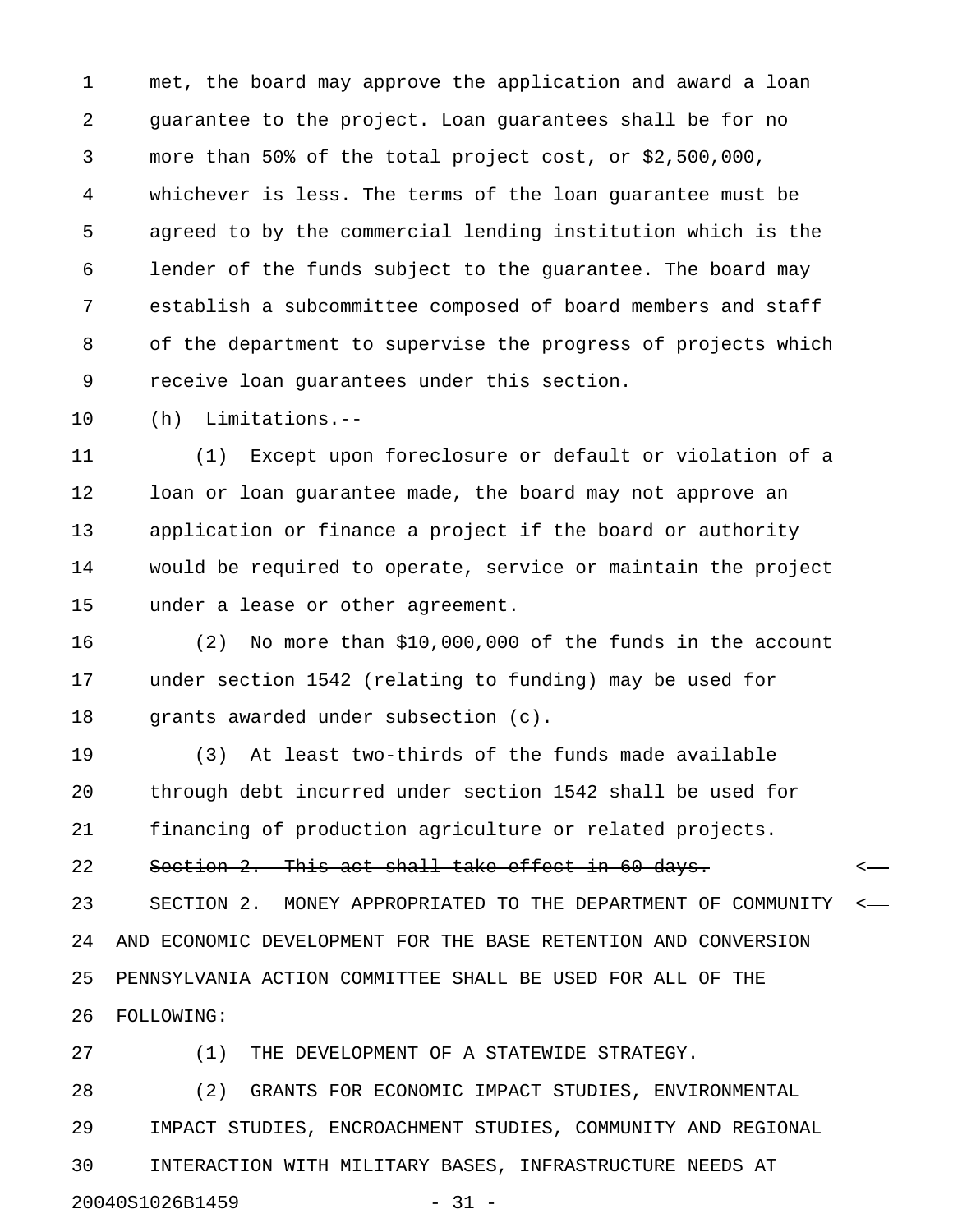met, the board may approve the application and award a loan guarantee to the project. Loan guarantees shall be for no more than 50% of the total project cost, or $2,500,000, whichever is less. The terms of the loan guarantee must be agreed to by the commercial lending institution which is the lender of the funds subject to the guarantee. The board may establish a subcommittee composed of board members and staff of the department to supervise the progress of projects which receive loan guarantees under this section.

(h) Limitations.--

(1) Except upon foreclosure or default or violation of a loan or loan guarantee made, the board may not approve an application or finance a project if the board or authority would be required to operate, service or maintain the project under a lease or other agreement.

(2) No more than $10,000,000 of the funds in the account under section 1542 (relating to funding) may be used for grants awarded under subsection (c).

(3) At least two-thirds of the funds made available through debt incurred under section 1542 shall be used for financing of production agriculture or related projects.

~~Section 2. This act shall take effect in 60 days.~~

SECTION 2. MONEY APPROPRIATED TO THE DEPARTMENT OF COMMUNITY AND ECONOMIC DEVELOPMENT FOR THE BASE RETENTION AND CONVERSION PENNSYLVANIA ACTION COMMITTEE SHALL BE USED FOR ALL OF THE FOLLOWING:

(1) THE DEVELOPMENT OF A STATEWIDE STRATEGY.

(2) GRANTS FOR ECONOMIC IMPACT STUDIES, ENVIRONMENTAL IMPACT STUDIES, ENCROACHMENT STUDIES, COMMUNITY AND REGIONAL INTERACTION WITH MILITARY BASES, INFRASTRUCTURE NEEDS AT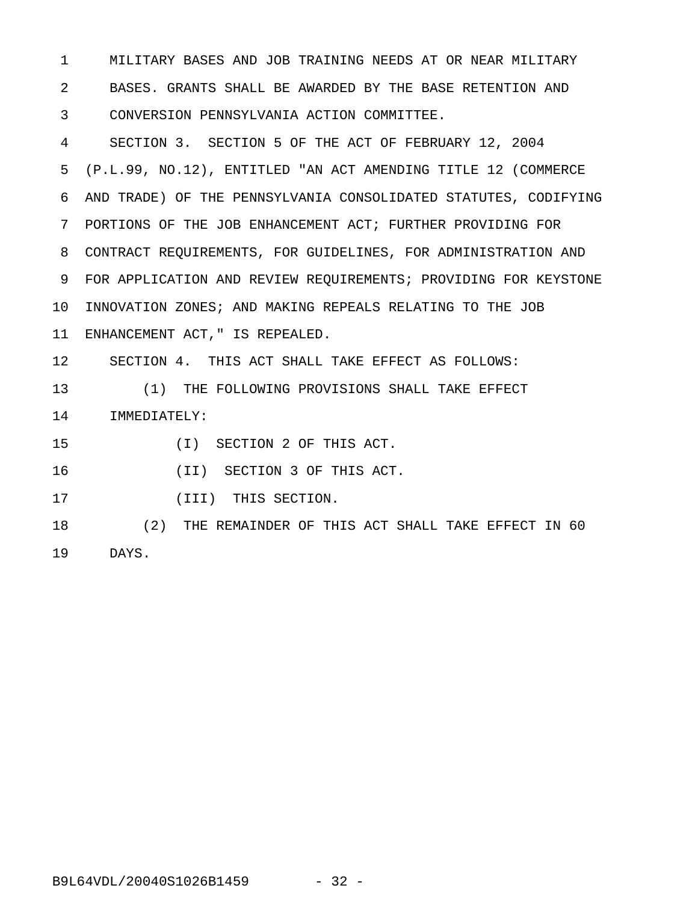MILITARY BASES AND JOB TRAINING NEEDS AT OR NEAR MILITARY BASES. GRANTS SHALL BE AWARDED BY THE BASE RETENTION AND CONVERSION PENNSYLVANIA ACTION COMMITTEE.

SECTION 3. SECTION 5 OF THE ACT OF FEBRUARY 12, 2004 (P.L.99, NO.12), ENTITLED "AN ACT AMENDING TITLE 12 (COMMERCE AND TRADE) OF THE PENNSYLVANIA CONSOLIDATED STATUTES, CODIFYING PORTIONS OF THE JOB ENHANCEMENT ACT; FURTHER PROVIDING FOR CONTRACT REQUIREMENTS, FOR GUIDELINES, FOR ADMINISTRATION AND FOR APPLICATION AND REVIEW REQUIREMENTS; PROVIDING FOR KEYSTONE INNOVATION ZONES; AND MAKING REPEALS RELATING TO THE JOB ENHANCEMENT ACT," IS REPEALED.

SECTION 4. THIS ACT SHALL TAKE EFFECT AS FOLLOWS:

(1) THE FOLLOWING PROVISIONS SHALL TAKE EFFECT IMMEDIATELY:

(I) SECTION 2 OF THIS ACT.

(II) SECTION 3 OF THIS ACT.

(III) THIS SECTION.

(2) THE REMAINDER OF THIS ACT SHALL TAKE EFFECT IN 60 DAYS.